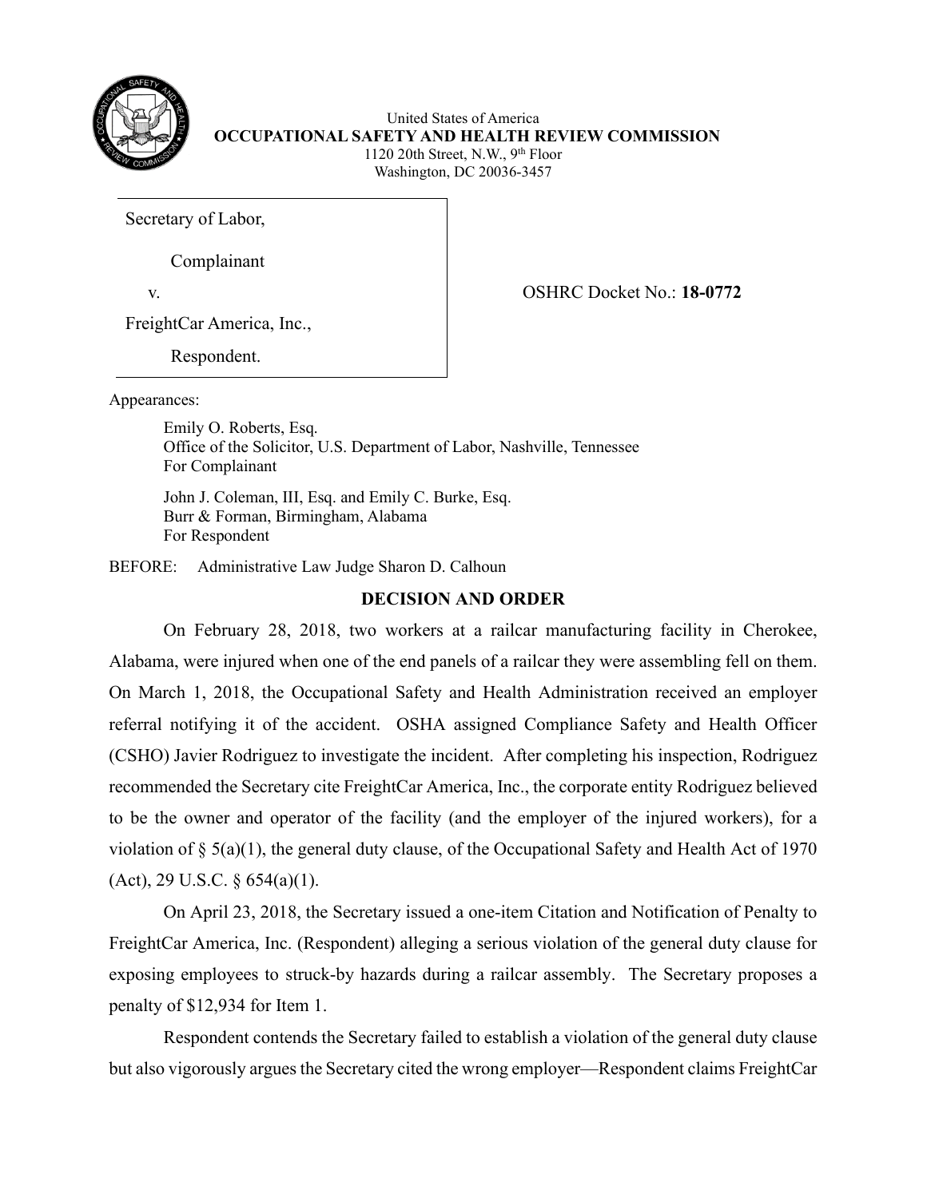United States of America
**OCCUPATIONAL SAFETY AND HEALTH REVIEW COMMISSION**
1120 20th Street, N.W., 9th Floor
Washington, DC 20036-3457

| | |
|---|---|
| Secretary of Labor,<br><br>Complainant<br><br>v.<br><br>FreightCar America, Inc.,<br><br>Respondent. | OSHRC Docket No.: **18-0772** |

Appearances:

Emily O. Roberts, Esq.
Office of the Solicitor, U.S. Department of Labor, Nashville, Tennessee
For Complainant

John J. Coleman, III, Esq. and Emily C. Burke, Esq.
Burr & Forman, Birmingham, Alabama
For Respondent

BEFORE: Administrative Law Judge Sharon D. Calhoun

## DECISION AND ORDER

On February 28, 2018, two workers at a railcar manufacturing facility in Cherokee, Alabama, were injured when one of the end panels of a railcar they were assembling fell on them. On March 1, 2018, the Occupational Safety and Health Administration received an employer referral notifying it of the accident. OSHA assigned Compliance Safety and Health Officer (CSHO) Javier Rodriguez to investigate the incident. After completing his inspection, Rodriguez recommended the Secretary cite FreightCar America, Inc., the corporate entity Rodriguez believed to be the owner and operator of the facility (and the employer of the injured workers), for a violation of § 5(a)(1), the general duty clause, of the Occupational Safety and Health Act of 1970 (Act), 29 U.S.C. § 654(a)(1).

On April 23, 2018, the Secretary issued a one-item Citation and Notification of Penalty to FreightCar America, Inc. (Respondent) alleging a serious violation of the general duty clause for exposing employees to struck-by hazards during a railcar assembly. The Secretary proposes a penalty of $12,934 for Item 1.

Respondent contends the Secretary failed to establish a violation of the general duty clause but also vigorously argues the Secretary cited the wrong employer—Respondent claims FreightCar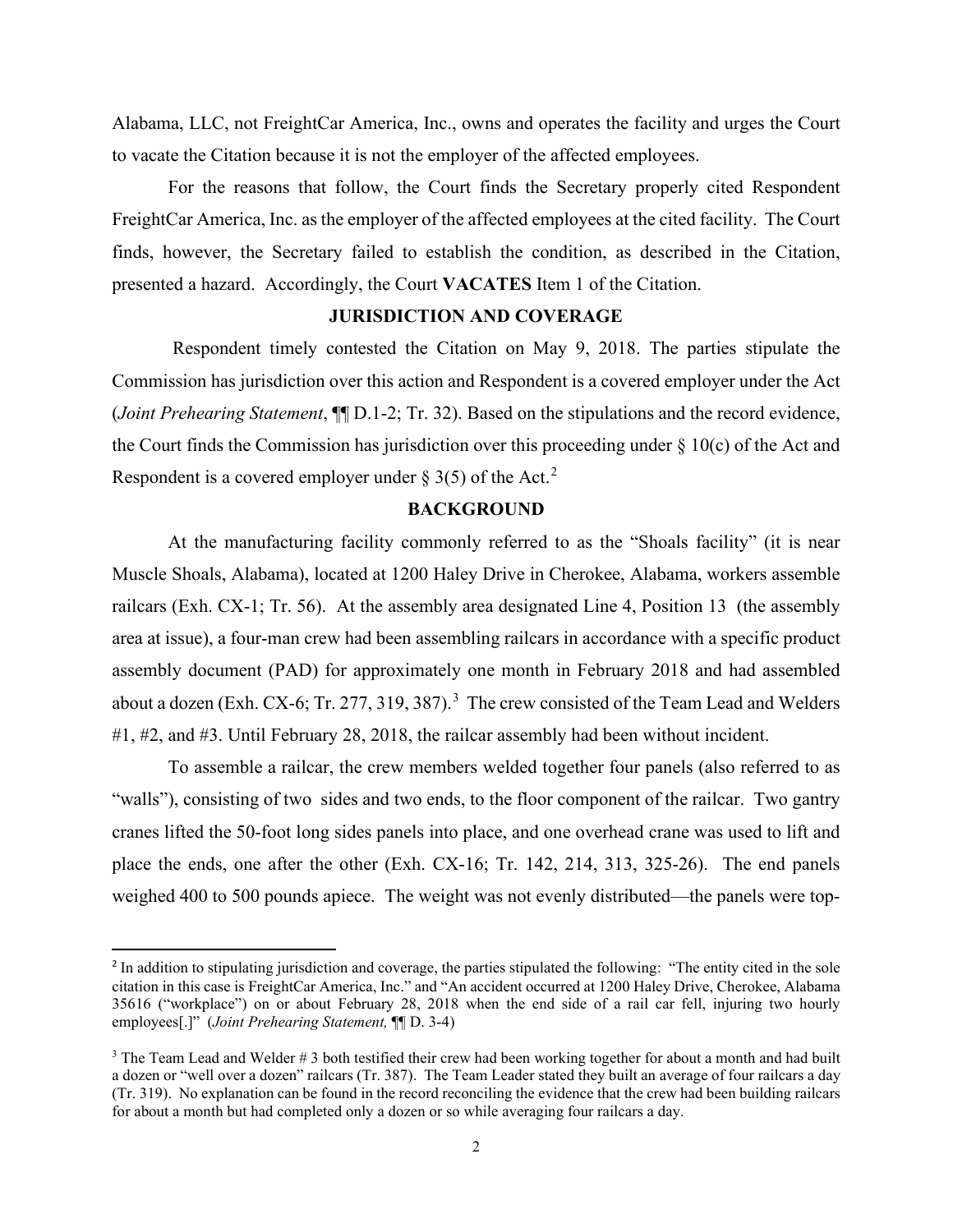Alabama, LLC, not FreightCar America, Inc., owns and operates the facility and urges the Court to vacate the Citation because it is not the employer of the affected employees.

For the reasons that follow, the Court finds the Secretary properly cited Respondent FreightCar America, Inc. as the employer of the affected employees at the cited facility. The Court finds, however, the Secretary failed to establish the condition, as described in the Citation, presented a hazard. Accordingly, the Court **VACATES** Item 1 of the Citation.

## JURISDICTION AND COVERAGE

Respondent timely contested the Citation on May 9, 2018. The parties stipulate the Commission has jurisdiction over this action and Respondent is a covered employer under the Act (*Joint Prehearing Statement*, ¶¶ D.1-2; Tr. 32). Based on the stipulations and the record evidence, the Court finds the Commission has jurisdiction over this proceeding under § 10(c) of the Act and Respondent is a covered employer under § 3(5) of the Act.[2]

## BACKGROUND

At the manufacturing facility commonly referred to as the "Shoals facility" (it is near Muscle Shoals, Alabama), located at 1200 Haley Drive in Cherokee, Alabama, workers assemble railcars (Exh. CX-1; Tr. 56). At the assembly area designated Line 4, Position 13 (the assembly area at issue), a four-man crew had been assembling railcars in accordance with a specific product assembly document (PAD) for approximately one month in February 2018 and had assembled about a dozen (Exh. CX-6; Tr. 277, 319, 387).[3] The crew consisted of the Team Lead and Welders #1, #2, and #3. Until February 28, 2018, the railcar assembly had been without incident.

To assemble a railcar, the crew members welded together four panels (also referred to as "walls"), consisting of two sides and two ends, to the floor component of the railcar. Two gantry cranes lifted the 50-foot long sides panels into place, and one overhead crane was used to lift and place the ends, one after the other (Exh. CX-16; Tr. 142, 214, 313, 325-26). The end panels weighed 400 to 500 pounds apiece. The weight was not evenly distributed—the panels were top-

---

[2] In addition to stipulating jurisdiction and coverage, the parties stipulated the following: "The entity cited in the sole citation in this case is FreightCar America, Inc." and "An accident occurred at 1200 Haley Drive, Cherokee, Alabama 35616 ("workplace") on or about February 28, 2018 when the end side of a rail car fell, injuring two hourly employees[.]" (*Joint Prehearing Statement,* ¶¶ D. 3-4)

[3] The Team Lead and Welder # 3 both testified their crew had been working together for about a month and had built a dozen or "well over a dozen" railcars (Tr. 387). The Team Leader stated they built an average of four railcars a day (Tr. 319). No explanation can be found in the record reconciling the evidence that the crew had been building railcars for about a month but had completed only a dozen or so while averaging four railcars a day.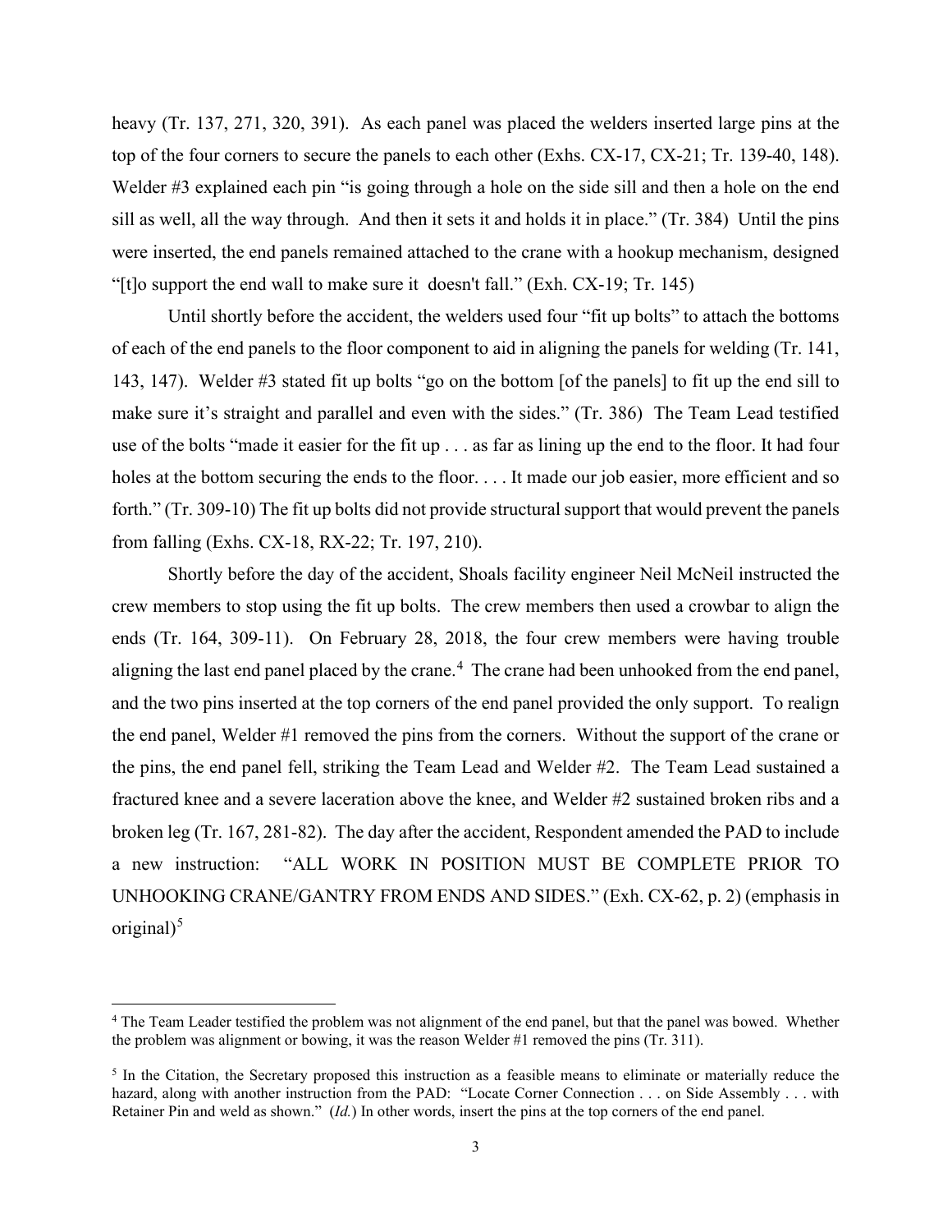heavy (Tr. 137, 271, 320, 391). As each panel was placed the welders inserted large pins at the top of the four corners to secure the panels to each other (Exhs. CX-17, CX-21; Tr. 139-40, 148). Welder #3 explained each pin "is going through a hole on the side sill and then a hole on the end sill as well, all the way through. And then it sets it and holds it in place." (Tr. 384) Until the pins were inserted, the end panels remained attached to the crane with a hookup mechanism, designed "[t]o support the end wall to make sure it doesn't fall." (Exh. CX-19; Tr. 145)

Until shortly before the accident, the welders used four "fit up bolts" to attach the bottoms of each of the end panels to the floor component to aid in aligning the panels for welding (Tr. 141, 143, 147). Welder #3 stated fit up bolts "go on the bottom [of the panels] to fit up the end sill to make sure it's straight and parallel and even with the sides." (Tr. 386) The Team Lead testified use of the bolts "made it easier for the fit up . . . as far as lining up the end to the floor. It had four holes at the bottom securing the ends to the floor. . . . It made our job easier, more efficient and so forth." (Tr. 309-10) The fit up bolts did not provide structural support that would prevent the panels from falling (Exhs. CX-18, RX-22; Tr. 197, 210).

Shortly before the day of the accident, Shoals facility engineer Neil McNeil instructed the crew members to stop using the fit up bolts. The crew members then used a crowbar to align the ends (Tr. 164, 309-11). On February 28, 2018, the four crew members were having trouble aligning the last end panel placed by the crane.[4] The crane had been unhooked from the end panel, and the two pins inserted at the top corners of the end panel provided the only support. To realign the end panel, Welder #1 removed the pins from the corners. Without the support of the crane or the pins, the end panel fell, striking the Team Lead and Welder #2. The Team Lead sustained a fractured knee and a severe laceration above the knee, and Welder #2 sustained broken ribs and a broken leg (Tr. 167, 281-82). The day after the accident, Respondent amended the PAD to include a new instruction: "ALL WORK IN POSITION MUST BE COMPLETE PRIOR TO UNHOOKING CRANE/GANTRY FROM ENDS AND SIDES." (Exh. CX-62, p. 2) (emphasis in original)[5]

---

[4] The Team Leader testified the problem was not alignment of the end panel, but that the panel was bowed. Whether the problem was alignment or bowing, it was the reason Welder #1 removed the pins (Tr. 311).

[5] In the Citation, the Secretary proposed this instruction as a feasible means to eliminate or materially reduce the hazard, along with another instruction from the PAD: "Locate Corner Connection . . . on Side Assembly . . . with Retainer Pin and weld as shown." (*Id.*) In other words, insert the pins at the top corners of the end panel.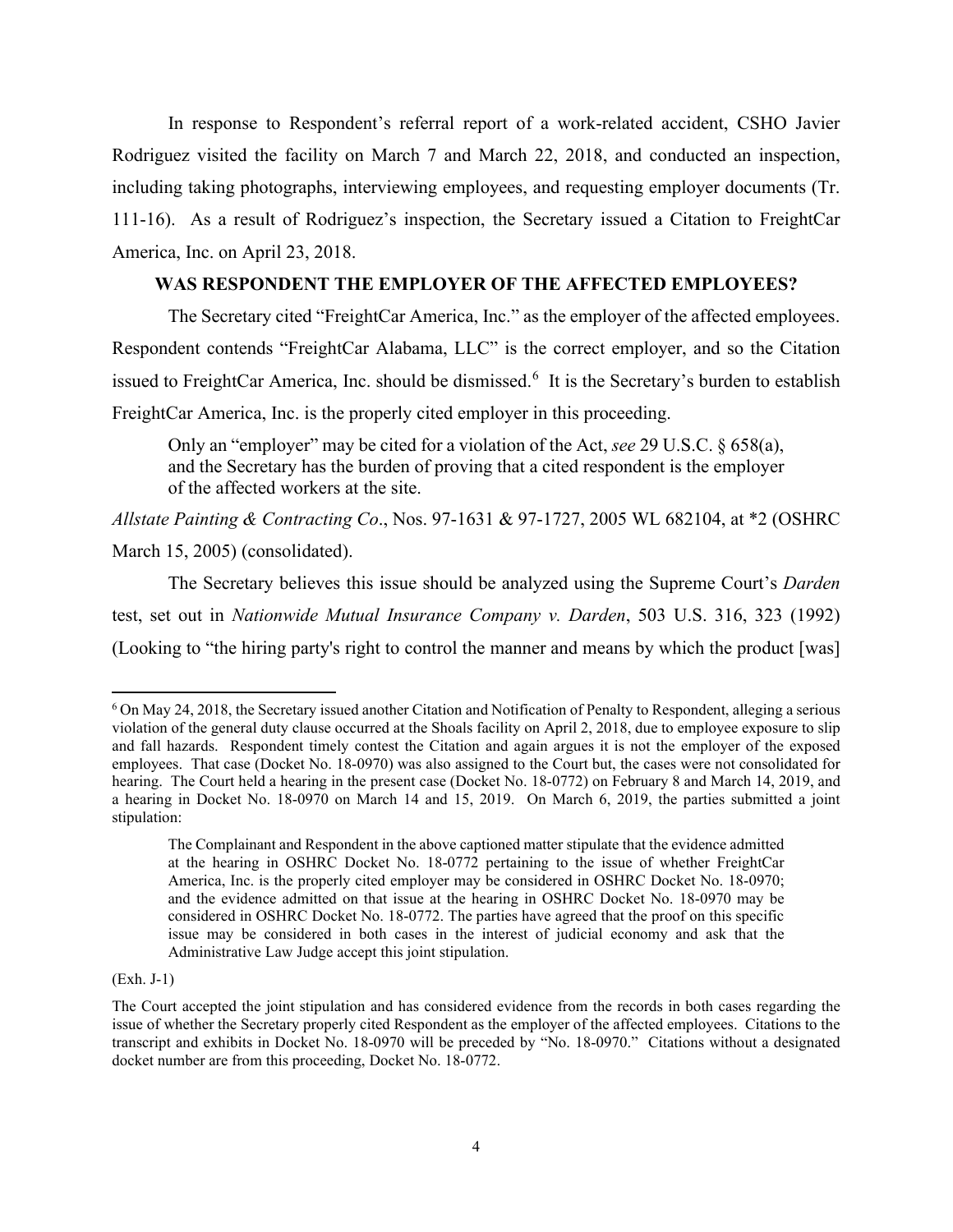In response to Respondent's referral report of a work-related accident, CSHO Javier Rodriguez visited the facility on March 7 and March 22, 2018, and conducted an inspection, including taking photographs, interviewing employees, and requesting employer documents (Tr. 111-16). As a result of Rodriguez's inspection, the Secretary issued a Citation to FreightCar America, Inc. on April 23, 2018.

## WAS RESPONDENT THE EMPLOYER OF THE AFFECTED EMPLOYEES?

The Secretary cited "FreightCar America, Inc." as the employer of the affected employees. Respondent contends "FreightCar Alabama, LLC" is the correct employer, and so the Citation issued to FreightCar America, Inc. should be dismissed.[6] It is the Secretary's burden to establish FreightCar America, Inc. is the properly cited employer in this proceeding.

> Only an "employer" may be cited for a violation of the Act, *see* 29 U.S.C. § 658(a), and the Secretary has the burden of proving that a cited respondent is the employer of the affected workers at the site.

*Allstate Painting & Contracting Co*., Nos. 97-1631 & 97-1727, 2005 WL 682104, at *2 (OSHRC March 15, 2005) (consolidated).

The Secretary believes this issue should be analyzed using the Supreme Court's *Darden* test, set out in *Nationwide Mutual Insurance Company v. Darden*, 503 U.S. 316, 323 (1992) (Looking to "the hiring party's right to control the manner and means by which the product [was]

---

[6] On May 24, 2018, the Secretary issued another Citation and Notification of Penalty to Respondent, alleging a serious violation of the general duty clause occurred at the Shoals facility on April 2, 2018, due to employee exposure to slip and fall hazards. Respondent timely contest the Citation and again argues it is not the employer of the exposed employees. That case (Docket No. 18-0970) was also assigned to the Court but, the cases were not consolidated for hearing. The Court held a hearing in the present case (Docket No. 18-0772) on February 8 and March 14, 2019, and a hearing in Docket No. 18-0970 on March 14 and 15, 2019. On March 6, 2019, the parties submitted a joint stipulation:

> The Complainant and Respondent in the above captioned matter stipulate that the evidence admitted at the hearing in OSHRC Docket No. 18-0772 pertaining to the issue of whether FreightCar America, Inc. is the properly cited employer may be considered in OSHRC Docket No. 18-0970; and the evidence admitted on that issue at the hearing in OSHRC Docket No. 18-0970 may be considered in OSHRC Docket No. 18-0772. The parties have agreed that the proof on this specific issue may be considered in both cases in the interest of judicial economy and ask that the Administrative Law Judge accept this joint stipulation.

(Exh. J-1)

The Court accepted the joint stipulation and has considered evidence from the records in both cases regarding the issue of whether the Secretary properly cited Respondent as the employer of the affected employees. Citations to the transcript and exhibits in Docket No. 18-0970 will be preceded by "No. 18-0970." Citations without a designated docket number are from this proceeding, Docket No. 18-0772.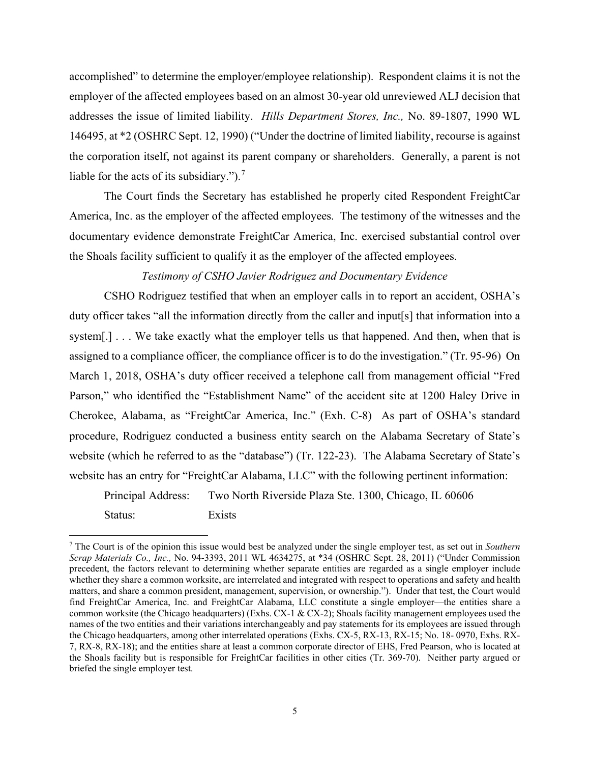accomplished" to determine the employer/employee relationship). Respondent claims it is not the employer of the affected employees based on an almost 30-year old unreviewed ALJ decision that addresses the issue of limited liability. *Hills Department Stores, Inc.,* No. 89-1807, 1990 WL 146495, at *2 (OSHRC Sept. 12, 1990) ("Under the doctrine of limited liability, recourse is against the corporation itself, not against its parent company or shareholders. Generally, a parent is not liable for the acts of its subsidiary.").[7]

The Court finds the Secretary has established he properly cited Respondent FreightCar America, Inc. as the employer of the affected employees. The testimony of the witnesses and the documentary evidence demonstrate FreightCar America, Inc. exercised substantial control over the Shoals facility sufficient to qualify it as the employer of the affected employees.

*Testimony of CSHO Javier Rodriguez and Documentary Evidence*

CSHO Rodriguez testified that when an employer calls in to report an accident, OSHA's duty officer takes "all the information directly from the caller and input[s] that information into a system[.] . . . We take exactly what the employer tells us that happened. And then, when that is assigned to a compliance officer, the compliance officer is to do the investigation." (Tr. 95-96) On March 1, 2018, OSHA's duty officer received a telephone call from management official "Fred Parson," who identified the "Establishment Name" of the accident site at 1200 Haley Drive in Cherokee, Alabama, as "FreightCar America, Inc." (Exh. C-8) As part of OSHA's standard procedure, Rodriguez conducted a business entity search on the Alabama Secretary of State's website (which he referred to as the "database") (Tr. 122-23). The Alabama Secretary of State's website has an entry for "FreightCar Alabama, LLC" with the following pertinent information:

Principal Address: Two North Riverside Plaza Ste. 1300, Chicago, IL 60606

Status: Exists

[7] The Court is of the opinion this issue would best be analyzed under the single employer test, as set out in *Southern Scrap Materials Co., Inc.,* No. 94-3393, 2011 WL 4634275, at *34 (OSHRC Sept. 28, 2011) ("Under Commission precedent, the factors relevant to determining whether separate entities are regarded as a single employer include whether they share a common worksite, are interrelated and integrated with respect to operations and safety and health matters, and share a common president, management, supervision, or ownership."). Under that test, the Court would find FreightCar America, Inc. and FreightCar Alabama, LLC constitute a single employer—the entities share a common worksite (the Chicago headquarters) (Exhs. CX-1 & CX-2); Shoals facility management employees used the names of the two entities and their variations interchangeably and pay statements for its employees are issued through the Chicago headquarters, among other interrelated operations (Exhs. CX-5, RX-13, RX-15; No. 18- 0970, Exhs. RX-7, RX-8, RX-18); and the entities share at least a common corporate director of EHS, Fred Pearson, who is located at the Shoals facility but is responsible for FreightCar facilities in other cities (Tr. 369-70). Neither party argued or briefed the single employer test.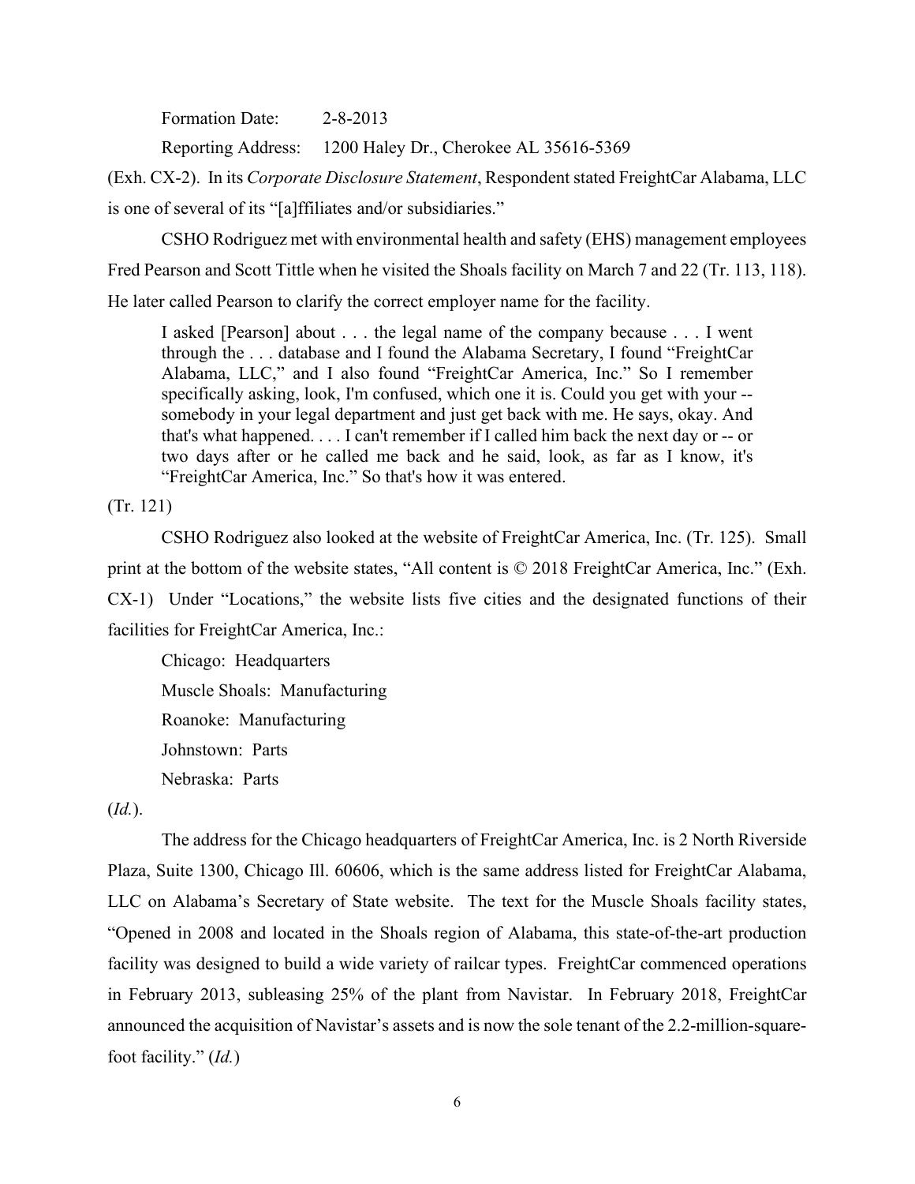Formation Date: 2-8-2013

Reporting Address: 1200 Haley Dr., Cherokee AL 35616-5369

(Exh. CX-2). In its *Corporate Disclosure Statement*, Respondent stated FreightCar Alabama, LLC is one of several of its "[a]ffiliates and/or subsidiaries."

CSHO Rodriguez met with environmental health and safety (EHS) management employees Fred Pearson and Scott Tittle when he visited the Shoals facility on March 7 and 22 (Tr. 113, 118). He later called Pearson to clarify the correct employer name for the facility.

> I asked [Pearson] about . . . the legal name of the company because . . . I went through the . . . database and I found the Alabama Secretary, I found "FreightCar Alabama, LLC," and I also found "FreightCar America, Inc." So I remember specifically asking, look, I'm confused, which one it is. Could you get with your -- somebody in your legal department and just get back with me. He says, okay. And that's what happened. . . . I can't remember if I called him back the next day or -- or two days after or he called me back and he said, look, as far as I know, it's "FreightCar America, Inc." So that's how it was entered.

(Tr. 121)

CSHO Rodriguez also looked at the website of FreightCar America, Inc. (Tr. 125). Small print at the bottom of the website states, "All content is © 2018 FreightCar America, Inc." (Exh. CX-1) Under "Locations," the website lists five cities and the designated functions of their facilities for FreightCar America, Inc.:

Chicago: Headquarters

Muscle Shoals: Manufacturing

Roanoke: Manufacturing

Johnstown: Parts

Nebraska: Parts

(*Id.*).

The address for the Chicago headquarters of FreightCar America, Inc. is 2 North Riverside Plaza, Suite 1300, Chicago Ill. 60606, which is the same address listed for FreightCar Alabama, LLC on Alabama's Secretary of State website. The text for the Muscle Shoals facility states, "Opened in 2008 and located in the Shoals region of Alabama, this state-of-the-art production facility was designed to build a wide variety of railcar types. FreightCar commenced operations in February 2013, subleasing 25% of the plant from Navistar. In February 2018, FreightCar announced the acquisition of Navistar's assets and is now the sole tenant of the 2.2-million-square-foot facility." (*Id.*)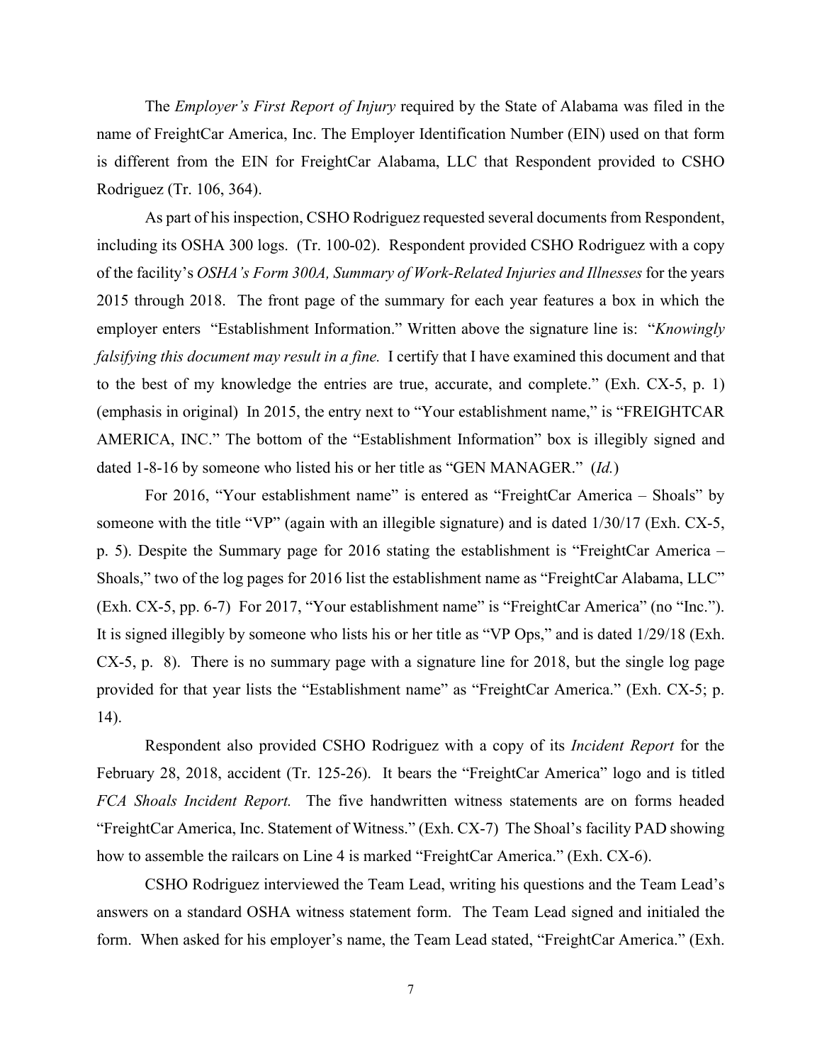The *Employer's First Report of Injury* required by the State of Alabama was filed in the name of FreightCar America, Inc. The Employer Identification Number (EIN) used on that form is different from the EIN for FreightCar Alabama, LLC that Respondent provided to CSHO Rodriguez (Tr. 106, 364).

As part of his inspection, CSHO Rodriguez requested several documents from Respondent, including its OSHA 300 logs. (Tr. 100-02). Respondent provided CSHO Rodriguez with a copy of the facility's *OSHA's Form 300A, Summary of Work-Related Injuries and Illnesses* for the years 2015 through 2018. The front page of the summary for each year features a box in which the employer enters "Establishment Information." Written above the signature line is: "*Knowingly falsifying this document may result in a fine.* I certify that I have examined this document and that to the best of my knowledge the entries are true, accurate, and complete." (Exh. CX-5, p. 1) (emphasis in original) In 2015, the entry next to "Your establishment name," is "FREIGHTCAR AMERICA, INC." The bottom of the "Establishment Information" box is illegibly signed and dated 1-8-16 by someone who listed his or her title as "GEN MANAGER." (*Id.*)

For 2016, "Your establishment name" is entered as "FreightCar America – Shoals" by someone with the title "VP" (again with an illegible signature) and is dated 1/30/17 (Exh. CX-5, p. 5). Despite the Summary page for 2016 stating the establishment is "FreightCar America – Shoals," two of the log pages for 2016 list the establishment name as "FreightCar Alabama, LLC" (Exh. CX-5, pp. 6-7) For 2017, "Your establishment name" is "FreightCar America" (no "Inc."). It is signed illegibly by someone who lists his or her title as "VP Ops," and is dated 1/29/18 (Exh. CX-5, p. 8). There is no summary page with a signature line for 2018, but the single log page provided for that year lists the "Establishment name" as "FreightCar America." (Exh. CX-5; p. 14).

Respondent also provided CSHO Rodriguez with a copy of its *Incident Report* for the February 28, 2018, accident (Tr. 125-26). It bears the "FreightCar America" logo and is titled *FCA Shoals Incident Report.* The five handwritten witness statements are on forms headed "FreightCar America, Inc. Statement of Witness." (Exh. CX-7) The Shoal's facility PAD showing how to assemble the railcars on Line 4 is marked "FreightCar America." (Exh. CX-6).

CSHO Rodriguez interviewed the Team Lead, writing his questions and the Team Lead's answers on a standard OSHA witness statement form. The Team Lead signed and initialed the form. When asked for his employer's name, the Team Lead stated, "FreightCar America." (Exh.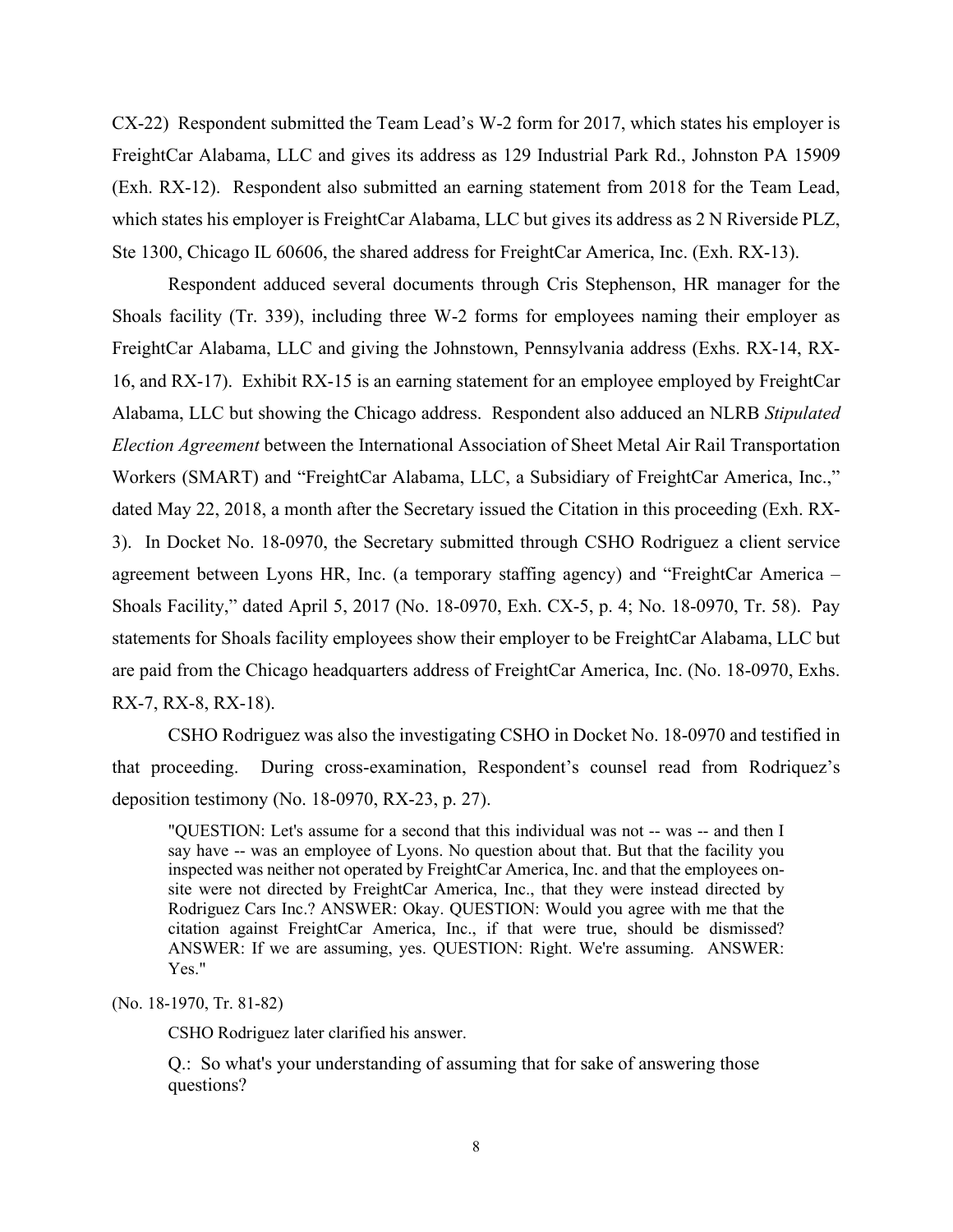CX-22) Respondent submitted the Team Lead's W-2 form for 2017, which states his employer is FreightCar Alabama, LLC and gives its address as 129 Industrial Park Rd., Johnston PA 15909 (Exh. RX-12). Respondent also submitted an earning statement from 2018 for the Team Lead, which states his employer is FreightCar Alabama, LLC but gives its address as 2 N Riverside PLZ, Ste 1300, Chicago IL 60606, the shared address for FreightCar America, Inc. (Exh. RX-13).

Respondent adduced several documents through Cris Stephenson, HR manager for the Shoals facility (Tr. 339), including three W-2 forms for employees naming their employer as FreightCar Alabama, LLC and giving the Johnstown, Pennsylvania address (Exhs. RX-14, RX-16, and RX-17). Exhibit RX-15 is an earning statement for an employee employed by FreightCar Alabama, LLC but showing the Chicago address. Respondent also adduced an NLRB *Stipulated Election Agreement* between the International Association of Sheet Metal Air Rail Transportation Workers (SMART) and "FreightCar Alabama, LLC, a Subsidiary of FreightCar America, Inc.," dated May 22, 2018, a month after the Secretary issued the Citation in this proceeding (Exh. RX-3). In Docket No. 18-0970, the Secretary submitted through CSHO Rodriguez a client service agreement between Lyons HR, Inc. (a temporary staffing agency) and "FreightCar America – Shoals Facility," dated April 5, 2017 (No. 18-0970, Exh. CX-5, p. 4; No. 18-0970, Tr. 58). Pay statements for Shoals facility employees show their employer to be FreightCar Alabama, LLC but are paid from the Chicago headquarters address of FreightCar America, Inc. (No. 18-0970, Exhs. RX-7, RX-8, RX-18).

CSHO Rodriguez was also the investigating CSHO in Docket No. 18-0970 and testified in that proceeding. During cross-examination, Respondent's counsel read from Rodriquez's deposition testimony (No. 18-0970, RX-23, p. 27).

> "QUESTION: Let's assume for a second that this individual was not -- was -- and then I say have -- was an employee of Lyons. No question about that. But that the facility you inspected was neither not operated by FreightCar America, Inc. and that the employees on-site were not directed by FreightCar America, Inc., that they were instead directed by Rodriguez Cars Inc.? ANSWER: Okay. QUESTION: Would you agree with me that the citation against FreightCar America, Inc., if that were true, should be dismissed? ANSWER: If we are assuming, yes. QUESTION: Right. We're assuming. ANSWER: Yes."

(No. 18-1970, Tr. 81-82)

CSHO Rodriguez later clarified his answer.

> Q.: So what's your understanding of assuming that for sake of answering those questions?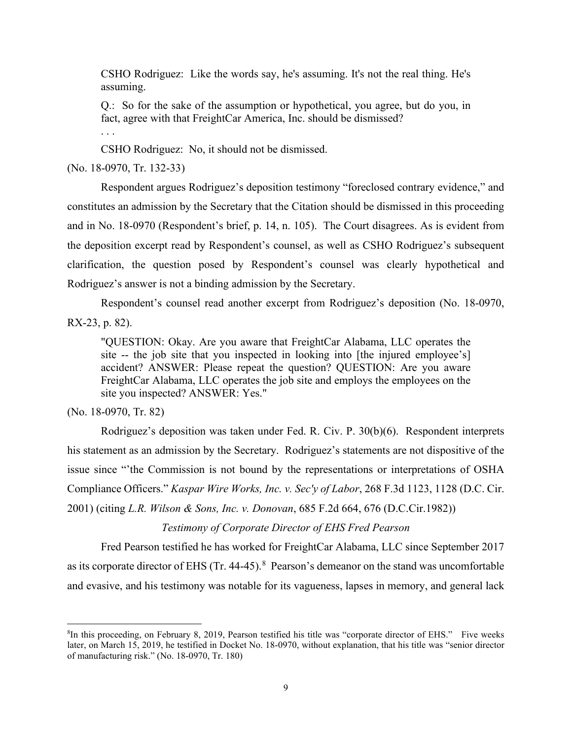CSHO Rodriguez: Like the words say, he's assuming. It's not the real thing. He's assuming.

Q.: So for the sake of the assumption or hypothetical, you agree, but do you, in fact, agree with that FreightCar America, Inc. should be dismissed?

. . .

CSHO Rodriguez: No, it should not be dismissed.

(No. 18-0970, Tr. 132-33)

Respondent argues Rodriguez's deposition testimony "foreclosed contrary evidence," and constitutes an admission by the Secretary that the Citation should be dismissed in this proceeding and in No. 18-0970 (Respondent's brief, p. 14, n. 105). The Court disagrees. As is evident from the deposition excerpt read by Respondent's counsel, as well as CSHO Rodriguez's subsequent clarification, the question posed by Respondent's counsel was clearly hypothetical and Rodriguez's answer is not a binding admission by the Secretary.

Respondent's counsel read another excerpt from Rodriguez's deposition (No. 18-0970, RX-23, p. 82).

> "QUESTION: Okay. Are you aware that FreightCar Alabama, LLC operates the site -- the job site that you inspected in looking into [the injured employee's] accident? ANSWER: Please repeat the question? QUESTION: Are you aware FreightCar Alabama, LLC operates the job site and employs the employees on the site you inspected? ANSWER: Yes."

(No. 18-0970, Tr. 82)

Rodriguez's deposition was taken under Fed. R. Civ. P. 30(b)(6). Respondent interprets his statement as an admission by the Secretary. Rodriguez's statements are not dispositive of the issue since "'the Commission is not bound by the representations or interpretations of OSHA Compliance Officers." *Kaspar Wire Works, Inc. v. Sec'y of Labor*, 268 F.3d 1123, 1128 (D.C. Cir. 2001) (citing *L.R. Wilson & Sons, Inc. v. Donovan*, 685 F.2d 664, 676 (D.C.Cir.1982))

*Testimony of Corporate Director of EHS Fred Pearson*

Fred Pearson testified he has worked for FreightCar Alabama, LLC since September 2017 as its corporate director of EHS (Tr. 44-45).[8] Pearson's demeanor on the stand was uncomfortable and evasive, and his testimony was notable for its vagueness, lapses in memory, and general lack

[8] In this proceeding, on February 8, 2019, Pearson testified his title was "corporate director of EHS." Five weeks later, on March 15, 2019, he testified in Docket No. 18-0970, without explanation, that his title was "senior director of manufacturing risk." (No. 18-0970, Tr. 180)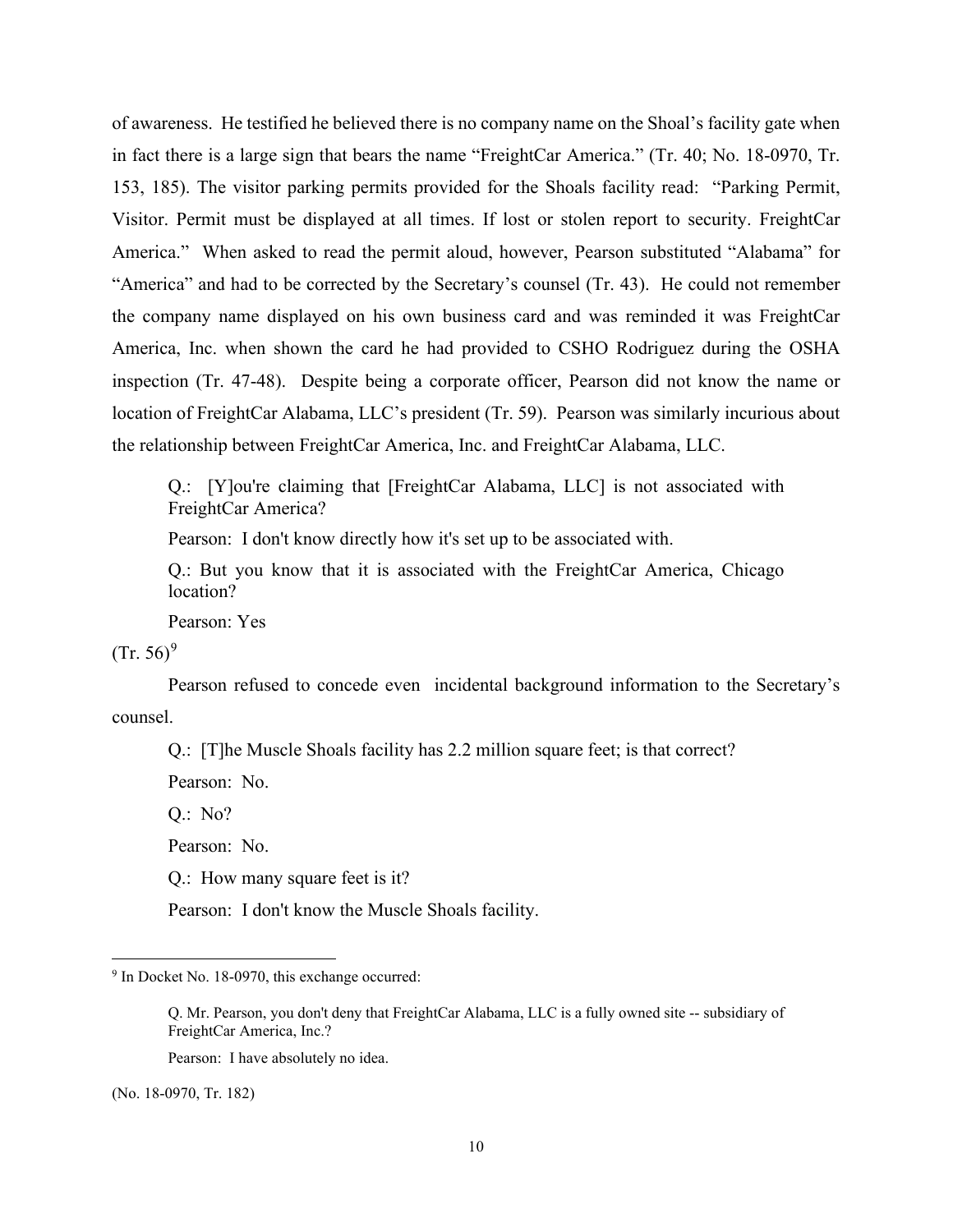of awareness. He testified he believed there is no company name on the Shoal's facility gate when in fact there is a large sign that bears the name "FreightCar America." (Tr. 40; No. 18-0970, Tr. 153, 185). The visitor parking permits provided for the Shoals facility read: "Parking Permit, Visitor. Permit must be displayed at all times. If lost or stolen report to security. FreightCar America." When asked to read the permit aloud, however, Pearson substituted "Alabama" for "America" and had to be corrected by the Secretary's counsel (Tr. 43). He could not remember the company name displayed on his own business card and was reminded it was FreightCar America, Inc. when shown the card he had provided to CSHO Rodriguez during the OSHA inspection (Tr. 47-48). Despite being a corporate officer, Pearson did not know the name or location of FreightCar Alabama, LLC's president (Tr. 59). Pearson was similarly incurious about the relationship between FreightCar America, Inc. and FreightCar Alabama, LLC.

> Q.: [Y]ou're claiming that [FreightCar Alabama, LLC] is not associated with FreightCar America?
>
> Pearson: I don't know directly how it's set up to be associated with.
>
> Q.: But you know that it is associated with the FreightCar America, Chicago location?
>
> Pearson: Yes

(Tr. 56)[9]

Pearson refused to concede even incidental background information to the Secretary's counsel.

> Q.: [T]he Muscle Shoals facility has 2.2 million square feet; is that correct?
>
> Pearson: No.
>
> Q.: No?
>
> Pearson: No.
>
> Q.: How many square feet is it?
>
> Pearson: I don't know the Muscle Shoals facility.

---

[9] In Docket No. 18-0970, this exchange occurred:

> Q. Mr. Pearson, you don't deny that FreightCar Alabama, LLC is a fully owned site -- subsidiary of FreightCar America, Inc.?
>
> Pearson: I have absolutely no idea.

(No. 18-0970, Tr. 182)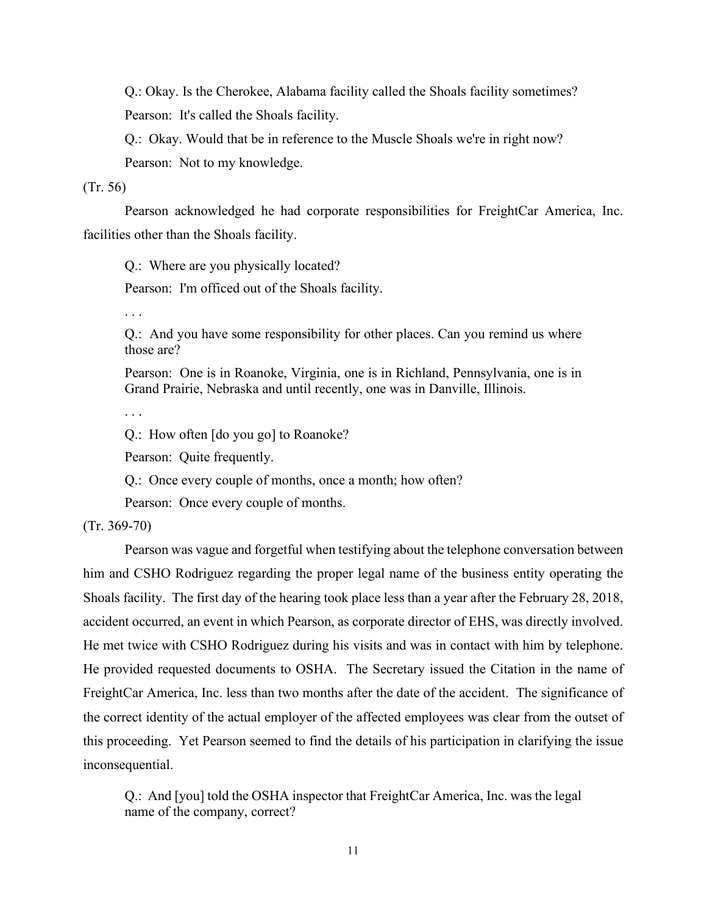Q.: Okay. Is the Cherokee, Alabama facility called the Shoals facility sometimes?

Pearson: It's called the Shoals facility.

Q.: Okay. Would that be in reference to the Muscle Shoals we're in right now?

Pearson: Not to my knowledge.

(Tr. 56)

Pearson acknowledged he had corporate responsibilities for FreightCar America, Inc. facilities other than the Shoals facility.

> Q.: Where are you physically located?
>
> Pearson: I'm officed out of the Shoals facility.
>
> . . .
>
> Q.: And you have some responsibility for other places. Can you remind us where those are?
>
> Pearson: One is in Roanoke, Virginia, one is in Richland, Pennsylvania, one is in Grand Prairie, Nebraska and until recently, one was in Danville, Illinois.
>
> . . .
>
> Q.: How often [do you go] to Roanoke?
>
> Pearson: Quite frequently.
>
> Q.: Once every couple of months, once a month; how often?
>
> Pearson: Once every couple of months.

(Tr. 369-70)

Pearson was vague and forgetful when testifying about the telephone conversation between him and CSHO Rodriguez regarding the proper legal name of the business entity operating the Shoals facility. The first day of the hearing took place less than a year after the February 28, 2018, accident occurred, an event in which Pearson, as corporate director of EHS, was directly involved. He met twice with CSHO Rodriguez during his visits and was in contact with him by telephone. He provided requested documents to OSHA. The Secretary issued the Citation in the name of FreightCar America, Inc. less than two months after the date of the accident. The significance of the correct identity of the actual employer of the affected employees was clear from the outset of this proceeding. Yet Pearson seemed to find the details of his participation in clarifying the issue inconsequential.

> Q.: And [you] told the OSHA inspector that FreightCar America, Inc. was the legal name of the company, correct?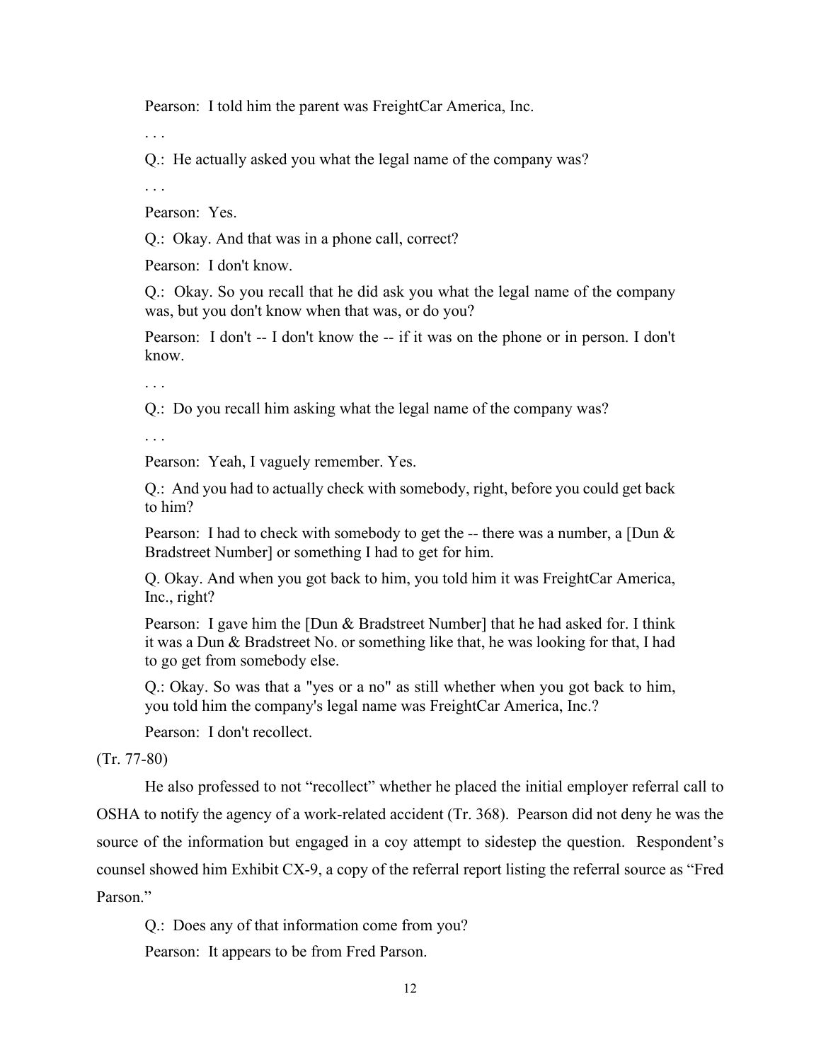Pearson: I told him the parent was FreightCar America, Inc.

. . .

Q.: He actually asked you what the legal name of the company was?

. . .

Pearson: Yes.

Q.: Okay. And that was in a phone call, correct?

Pearson: I don't know.

Q.: Okay. So you recall that he did ask you what the legal name of the company was, but you don't know when that was, or do you?

Pearson: I don't -- I don't know the -- if it was on the phone or in person. I don't know.

. . .

Q.: Do you recall him asking what the legal name of the company was?

. . .

Pearson: Yeah, I vaguely remember. Yes.

Q.: And you had to actually check with somebody, right, before you could get back to him?

Pearson: I had to check with somebody to get the -- there was a number, a [Dun & Bradstreet Number] or something I had to get for him.

Q. Okay. And when you got back to him, you told him it was FreightCar America, Inc., right?

Pearson: I gave him the [Dun & Bradstreet Number] that he had asked for. I think it was a Dun & Bradstreet No. or something like that, he was looking for that, I had to go get from somebody else.

Q.: Okay. So was that a "yes or a no" as still whether when you got back to him, you told him the company's legal name was FreightCar America, Inc.?

Pearson: I don't recollect.

(Tr. 77-80)

He also professed to not "recollect" whether he placed the initial employer referral call to OSHA to notify the agency of a work-related accident (Tr. 368). Pearson did not deny he was the source of the information but engaged in a coy attempt to sidestep the question. Respondent's counsel showed him Exhibit CX-9, a copy of the referral report listing the referral source as "Fred Parson."

Q.: Does any of that information come from you?

Pearson: It appears to be from Fred Parson.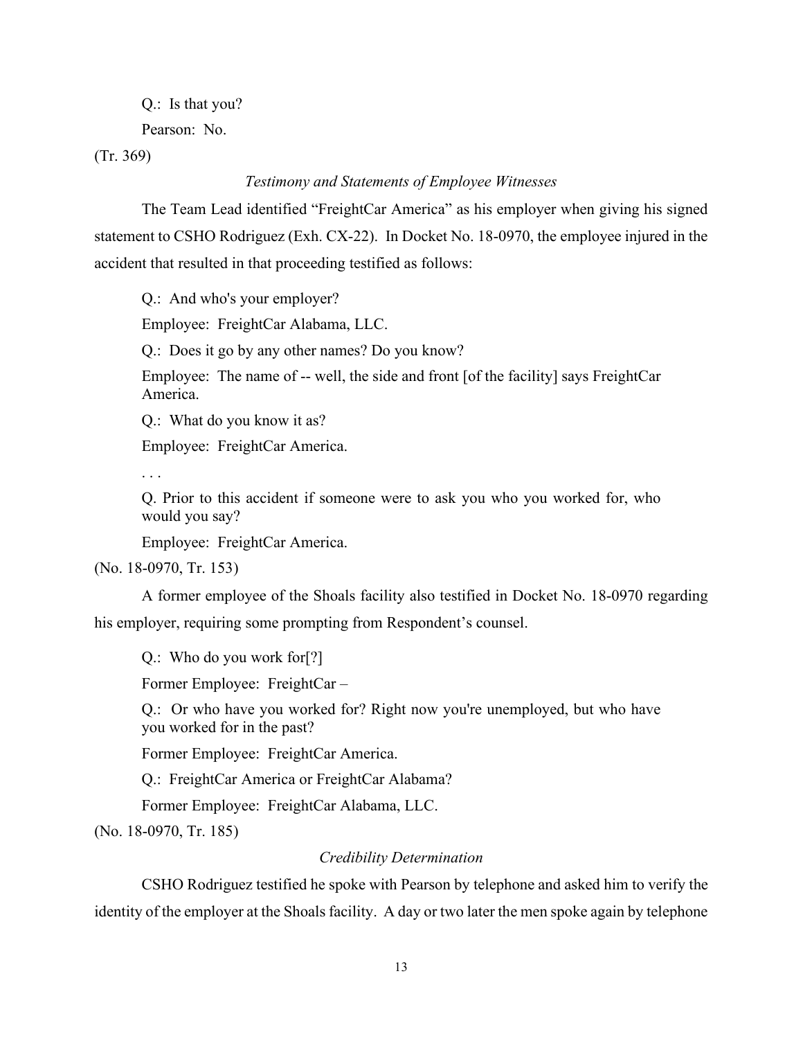Q.: Is that you?

Pearson: No.

(Tr. 369)

*Testimony and Statements of Employee Witnesses*

The Team Lead identified "FreightCar America" as his employer when giving his signed statement to CSHO Rodriguez (Exh. CX-22). In Docket No. 18-0970, the employee injured in the accident that resulted in that proceeding testified as follows:

> Q.: And who's your employer?
>
> Employee: FreightCar Alabama, LLC.
>
> Q.: Does it go by any other names? Do you know?
>
> Employee: The name of -- well, the side and front [of the facility] says FreightCar America.
>
> Q.: What do you know it as?
>
> Employee: FreightCar America.
>
> . . .
>
> Q. Prior to this accident if someone were to ask you who you worked for, who would you say?
>
> Employee: FreightCar America.

(No. 18-0970, Tr. 153)

A former employee of the Shoals facility also testified in Docket No. 18-0970 regarding his employer, requiring some prompting from Respondent's counsel.

> Q.: Who do you work for[?]
>
> Former Employee: FreightCar –
>
> Q.: Or who have you worked for? Right now you're unemployed, but who have you worked for in the past?
>
> Former Employee: FreightCar America.
>
> Q.: FreightCar America or FreightCar Alabama?
>
> Former Employee: FreightCar Alabama, LLC.

(No. 18-0970, Tr. 185)

*Credibility Determination*

CSHO Rodriguez testified he spoke with Pearson by telephone and asked him to verify the identity of the employer at the Shoals facility. A day or two later the men spoke again by telephone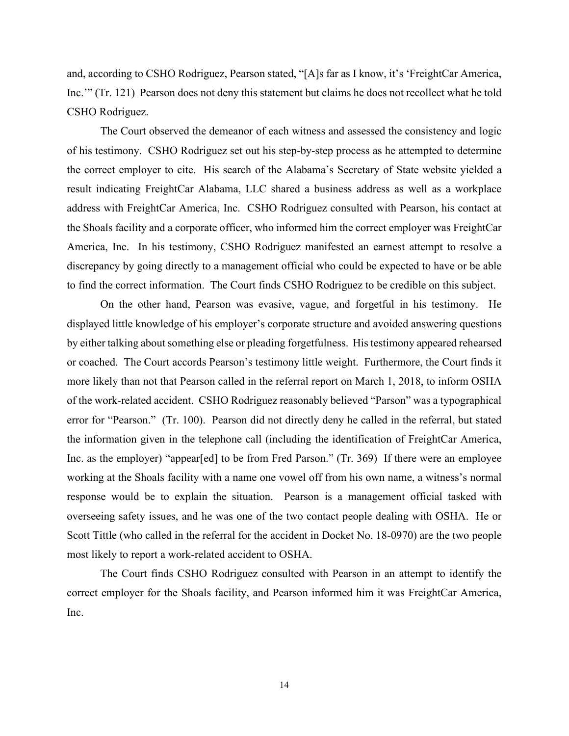and, according to CSHO Rodriguez, Pearson stated, "[A]s far as I know, it's 'FreightCar America, Inc.'" (Tr. 121) Pearson does not deny this statement but claims he does not recollect what he told CSHO Rodriguez.

The Court observed the demeanor of each witness and assessed the consistency and logic of his testimony. CSHO Rodriguez set out his step-by-step process as he attempted to determine the correct employer to cite. His search of the Alabama's Secretary of State website yielded a result indicating FreightCar Alabama, LLC shared a business address as well as a workplace address with FreightCar America, Inc. CSHO Rodriguez consulted with Pearson, his contact at the Shoals facility and a corporate officer, who informed him the correct employer was FreightCar America, Inc. In his testimony, CSHO Rodriguez manifested an earnest attempt to resolve a discrepancy by going directly to a management official who could be expected to have or be able to find the correct information. The Court finds CSHO Rodriguez to be credible on this subject.

On the other hand, Pearson was evasive, vague, and forgetful in his testimony. He displayed little knowledge of his employer's corporate structure and avoided answering questions by either talking about something else or pleading forgetfulness. His testimony appeared rehearsed or coached. The Court accords Pearson's testimony little weight. Furthermore, the Court finds it more likely than not that Pearson called in the referral report on March 1, 2018, to inform OSHA of the work-related accident. CSHO Rodriguez reasonably believed "Parson" was a typographical error for "Pearson." (Tr. 100). Pearson did not directly deny he called in the referral, but stated the information given in the telephone call (including the identification of FreightCar America, Inc. as the employer) "appear[ed] to be from Fred Parson." (Tr. 369) If there were an employee working at the Shoals facility with a name one vowel off from his own name, a witness's normal response would be to explain the situation. Pearson is a management official tasked with overseeing safety issues, and he was one of the two contact people dealing with OSHA. He or Scott Tittle (who called in the referral for the accident in Docket No. 18-0970) are the two people most likely to report a work-related accident to OSHA.

The Court finds CSHO Rodriguez consulted with Pearson in an attempt to identify the correct employer for the Shoals facility, and Pearson informed him it was FreightCar America, Inc.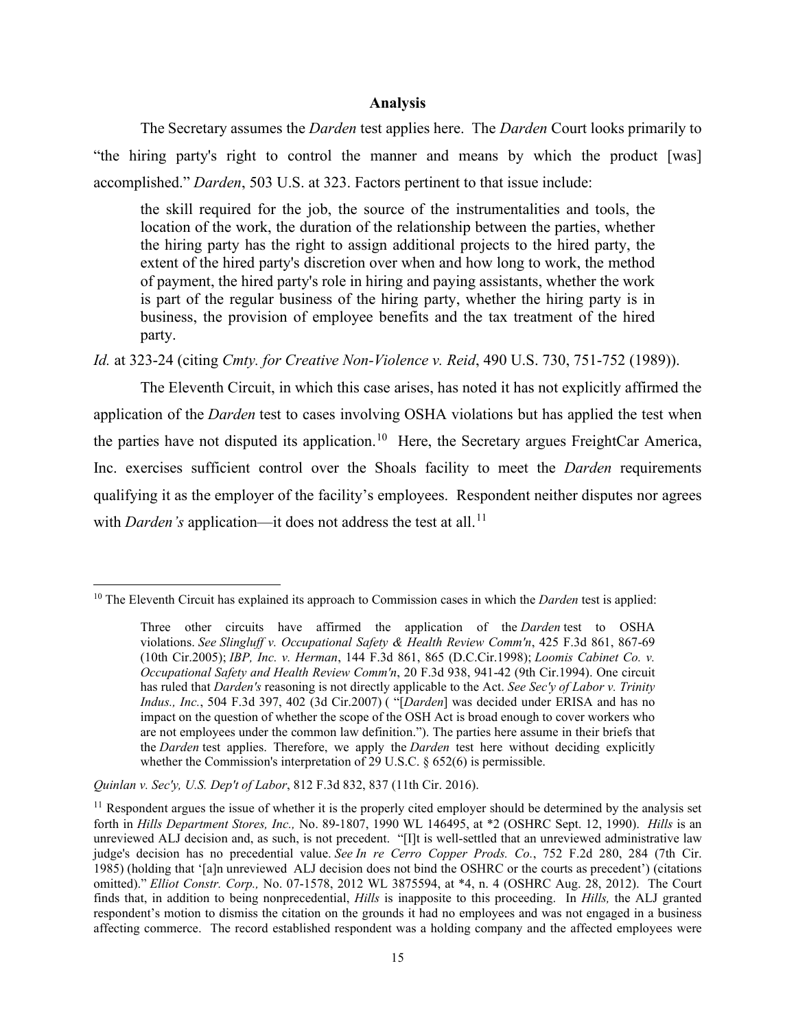## Analysis

The Secretary assumes the *Darden* test applies here. The *Darden* Court looks primarily to "the hiring party's right to control the manner and means by which the product [was] accomplished." *Darden*, 503 U.S. at 323. Factors pertinent to that issue include:

> the skill required for the job, the source of the instrumentalities and tools, the location of the work, the duration of the relationship between the parties, whether the hiring party has the right to assign additional projects to the hired party, the extent of the hired party's discretion over when and how long to work, the method of payment, the hired party's role in hiring and paying assistants, whether the work is part of the regular business of the hiring party, whether the hiring party is in business, the provision of employee benefits and the tax treatment of the hired party.

*Id.* at 323-24 (citing *Cmty. for Creative Non-Violence v. Reid*, 490 U.S. 730, 751-752 (1989)).

The Eleventh Circuit, in which this case arises, has noted it has not explicitly affirmed the application of the *Darden* test to cases involving OSHA violations but has applied the test when the parties have not disputed its application.[10] Here, the Secretary argues FreightCar America, Inc. exercises sufficient control over the Shoals facility to meet the *Darden* requirements qualifying it as the employer of the facility's employees. Respondent neither disputes nor agrees with *Darden's* application—it does not address the test at all.[11]

---

[10] The Eleventh Circuit has explained its approach to Commission cases in which the *Darden* test is applied:

> Three other circuits have affirmed the application of the *Darden* test to OSHA violations. *See Slingluff v. Occupational Safety & Health Review Comm'n*, 425 F.3d 861, 867-69 (10th Cir.2005); *IBP, Inc. v. Herman*, 144 F.3d 861, 865 (D.C.Cir.1998); *Loomis Cabinet Co. v. Occupational Safety and Health Review Comm'n*, 20 F.3d 938, 941-42 (9th Cir.1994). One circuit has ruled that *Darden's* reasoning is not directly applicable to the Act. *See Sec'y of Labor v. Trinity Indus., Inc.*, 504 F.3d 397, 402 (3d Cir.2007) ( "[*Darden*] was decided under ERISA and has no impact on the question of whether the scope of the OSH Act is broad enough to cover workers who are not employees under the common law definition."). The parties here assume in their briefs that the *Darden* test applies. Therefore, we apply the *Darden* test here without deciding explicitly whether the Commission's interpretation of 29 U.S.C. § 652(6) is permissible.

*Quinlan v. Sec'y, U.S. Dep't of Labor*, 812 F.3d 832, 837 (11th Cir. 2016).

[11] Respondent argues the issue of whether it is the properly cited employer should be determined by the analysis set forth in *Hills Department Stores, Inc.,* No. 89-1807, 1990 WL 146495, at *2 (OSHRC Sept. 12, 1990). *Hills* is an unreviewed ALJ decision and, as such, is not precedent. "[I]t is well-settled that an unreviewed administrative law judge's decision has no precedential value. *See In re Cerro Copper Prods. Co.*, 752 F.2d 280, 284 (7th Cir. 1985) (holding that '[a]n unreviewed ALJ decision does not bind the OSHRC or the courts as precedent') (citations omitted)." *Elliot Constr. Corp.,* No. 07-1578, 2012 WL 3875594, at *4, n. 4 (OSHRC Aug. 28, 2012). The Court finds that, in addition to being nonprecedential, *Hills* is inapposite to this proceeding. In *Hills,* the ALJ granted respondent's motion to dismiss the citation on the grounds it had no employees and was not engaged in a business affecting commerce. The record established respondent was a holding company and the affected employees were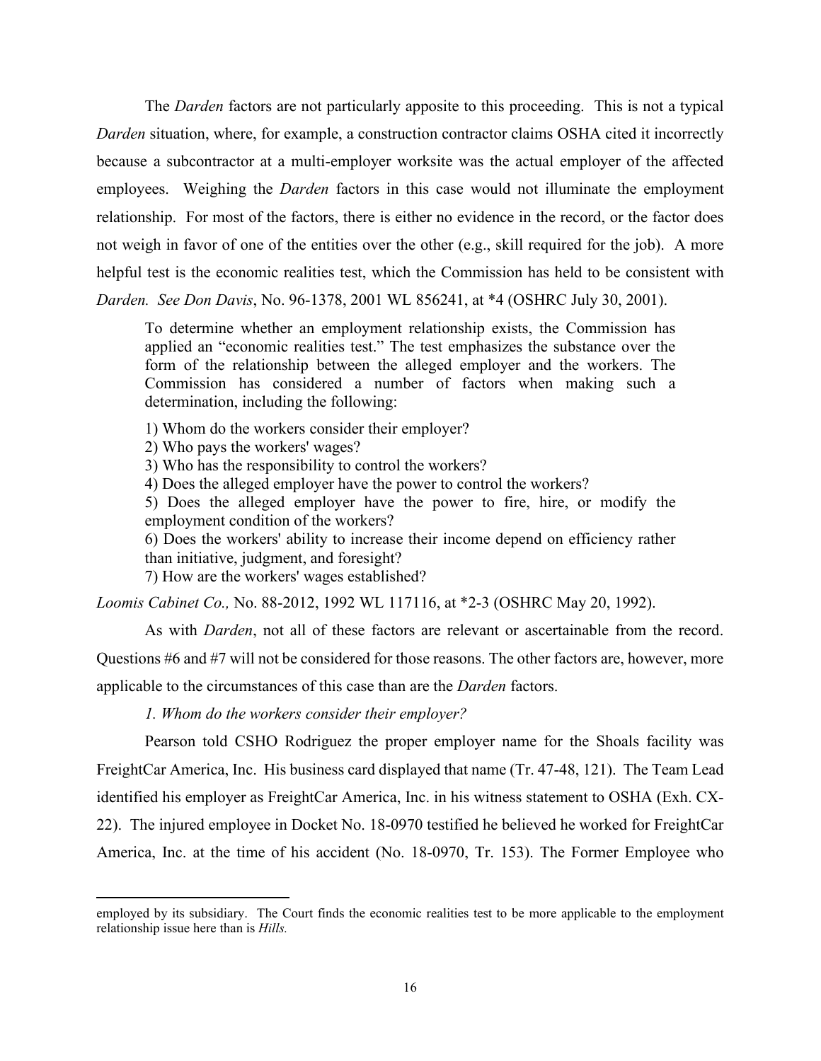The *Darden* factors are not particularly apposite to this proceeding. This is not a typical *Darden* situation, where, for example, a construction contractor claims OSHA cited it incorrectly because a subcontractor at a multi-employer worksite was the actual employer of the affected employees. Weighing the *Darden* factors in this case would not illuminate the employment relationship. For most of the factors, there is either no evidence in the record, or the factor does not weigh in favor of one of the entities over the other (e.g., skill required for the job). A more helpful test is the economic realities test, which the Commission has held to be consistent with *Darden*. *See Don Davis*, No. 96-1378, 2001 WL 856241, at *4 (OSHRC July 30, 2001).

> To determine whether an employment relationship exists, the Commission has applied an "economic realities test." The test emphasizes the substance over the form of the relationship between the alleged employer and the workers. The Commission has considered a number of factors when making such a determination, including the following:
>
> 1) Whom do the workers consider their employer?
> 2) Who pays the workers' wages?
> 3) Who has the responsibility to control the workers?
> 4) Does the alleged employer have the power to control the workers?
> 5) Does the alleged employer have the power to fire, hire, or modify the employment condition of the workers?
> 6) Does the workers' ability to increase their income depend on efficiency rather than initiative, judgment, and foresight?
> 7) How are the workers' wages established?

*Loomis Cabinet Co.,* No. 88-2012, 1992 WL 117116, at *2-3 (OSHRC May 20, 1992).

As with *Darden*, not all of these factors are relevant or ascertainable from the record. Questions #6 and #7 will not be considered for those reasons. The other factors are, however, more applicable to the circumstances of this case than are the *Darden* factors.

*1. Whom do the workers consider their employer?*

Pearson told CSHO Rodriguez the proper employer name for the Shoals facility was FreightCar America, Inc. His business card displayed that name (Tr. 47-48, 121). The Team Lead identified his employer as FreightCar America, Inc. in his witness statement to OSHA (Exh. CX-22). The injured employee in Docket No. 18-0970 testified he believed he worked for FreightCar America, Inc. at the time of his accident (No. 18-0970, Tr. 153). The Former Employee who

---

employed by its subsidiary. The Court finds the economic realities test to be more applicable to the employment relationship issue here than is *Hills.*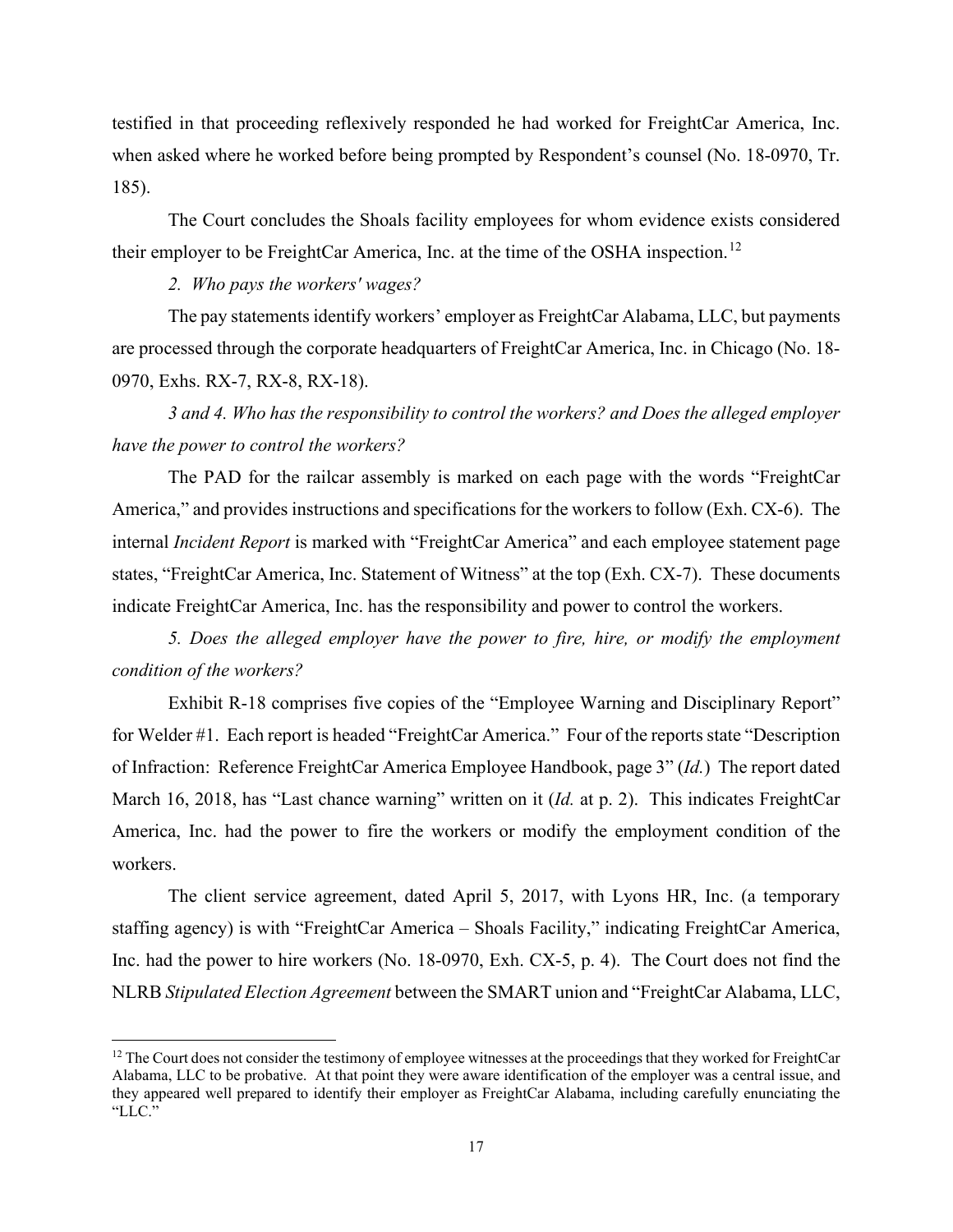testified in that proceeding reflexively responded he had worked for FreightCar America, Inc. when asked where he worked before being prompted by Respondent's counsel (No. 18-0970, Tr. 185).

The Court concludes the Shoals facility employees for whom evidence exists considered their employer to be FreightCar America, Inc. at the time of the OSHA inspection.[12]

*2. Who pays the workers' wages?*

The pay statements identify workers' employer as FreightCar Alabama, LLC, but payments are processed through the corporate headquarters of FreightCar America, Inc. in Chicago (No. 18-0970, Exhs. RX-7, RX-8, RX-18).

*3 and 4. Who has the responsibility to control the workers? and Does the alleged employer have the power to control the workers?*

The PAD for the railcar assembly is marked on each page with the words "FreightCar America," and provides instructions and specifications for the workers to follow (Exh. CX-6). The internal *Incident Report* is marked with "FreightCar America" and each employee statement page states, "FreightCar America, Inc. Statement of Witness" at the top (Exh. CX-7). These documents indicate FreightCar America, Inc. has the responsibility and power to control the workers.

*5. Does the alleged employer have the power to fire, hire, or modify the employment condition of the workers?*

Exhibit R-18 comprises five copies of the "Employee Warning and Disciplinary Report" for Welder #1. Each report is headed "FreightCar America." Four of the reports state "Description of Infraction: Reference FreightCar America Employee Handbook, page 3" (*Id.*) The report dated March 16, 2018, has "Last chance warning" written on it (*Id.* at p. 2). This indicates FreightCar America, Inc. had the power to fire the workers or modify the employment condition of the workers.

The client service agreement, dated April 5, 2017, with Lyons HR, Inc. (a temporary staffing agency) is with "FreightCar America – Shoals Facility," indicating FreightCar America, Inc. had the power to hire workers (No. 18-0970, Exh. CX-5, p. 4). The Court does not find the NLRB *Stipulated Election Agreement* between the SMART union and "FreightCar Alabama, LLC,

---

[12] The Court does not consider the testimony of employee witnesses at the proceedings that they worked for FreightCar Alabama, LLC to be probative. At that point they were aware identification of the employer was a central issue, and they appeared well prepared to identify their employer as FreightCar Alabama, including carefully enunciating the "LLC."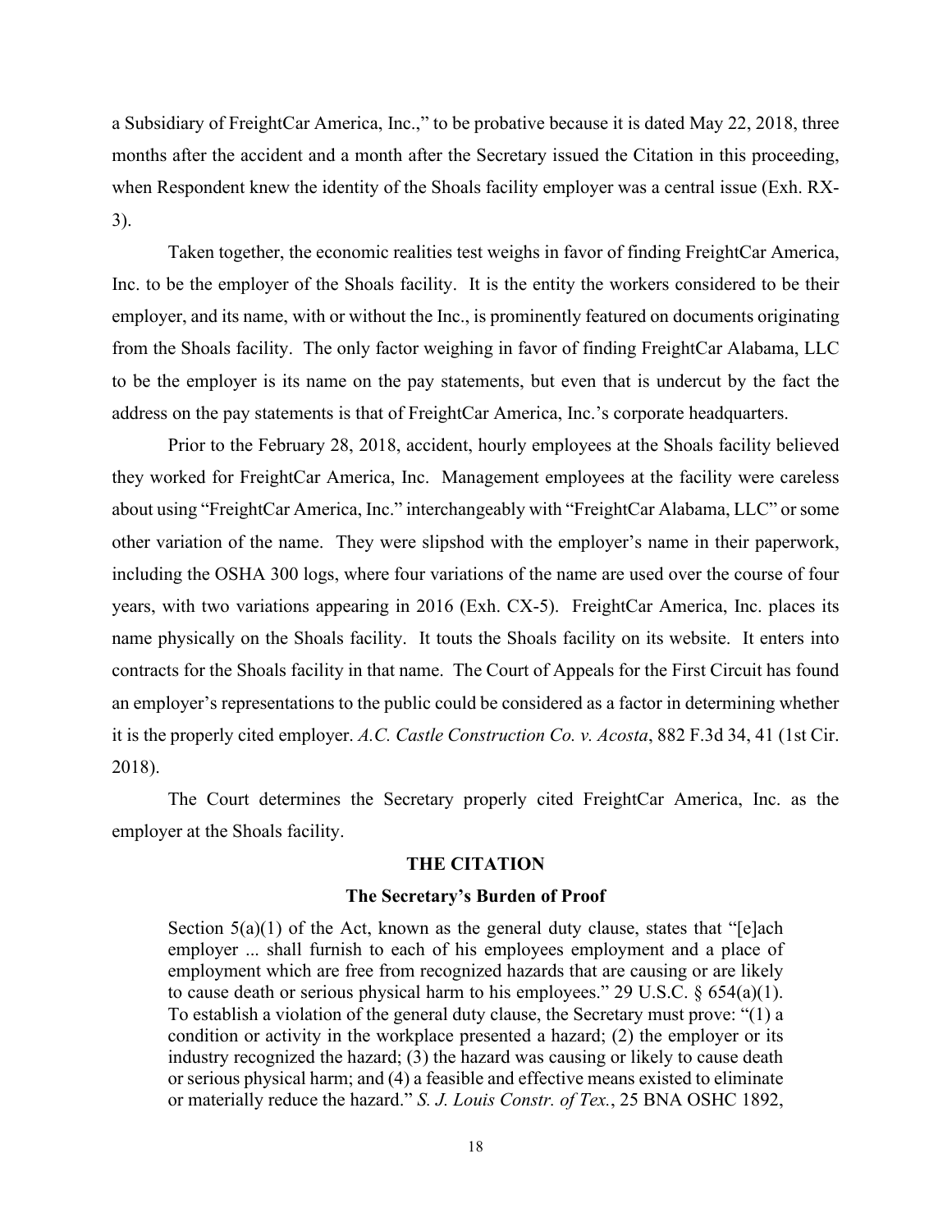a Subsidiary of FreightCar America, Inc.," to be probative because it is dated May 22, 2018, three months after the accident and a month after the Secretary issued the Citation in this proceeding, when Respondent knew the identity of the Shoals facility employer was a central issue (Exh. RX-3).

Taken together, the economic realities test weighs in favor of finding FreightCar America, Inc. to be the employer of the Shoals facility. It is the entity the workers considered to be their employer, and its name, with or without the Inc., is prominently featured on documents originating from the Shoals facility. The only factor weighing in favor of finding FreightCar Alabama, LLC to be the employer is its name on the pay statements, but even that is undercut by the fact the address on the pay statements is that of FreightCar America, Inc.'s corporate headquarters.

Prior to the February 28, 2018, accident, hourly employees at the Shoals facility believed they worked for FreightCar America, Inc. Management employees at the facility were careless about using "FreightCar America, Inc." interchangeably with "FreightCar Alabama, LLC" or some other variation of the name. They were slipshod with the employer's name in their paperwork, including the OSHA 300 logs, where four variations of the name are used over the course of four years, with two variations appearing in 2016 (Exh. CX-5). FreightCar America, Inc. places its name physically on the Shoals facility. It touts the Shoals facility on its website. It enters into contracts for the Shoals facility in that name. The Court of Appeals for the First Circuit has found an employer's representations to the public could be considered as a factor in determining whether it is the properly cited employer. *A.C. Castle Construction Co. v. Acosta*, 882 F.3d 34, 41 (1st Cir. 2018).

The Court determines the Secretary properly cited FreightCar America, Inc. as the employer at the Shoals facility.

## THE CITATION

### The Secretary's Burden of Proof

> Section 5(a)(1) of the Act, known as the general duty clause, states that "[e]ach employer ... shall furnish to each of his employees employment and a place of employment which are free from recognized hazards that are causing or are likely to cause death or serious physical harm to his employees." 29 U.S.C. § 654(a)(1). To establish a violation of the general duty clause, the Secretary must prove: "(1) a condition or activity in the workplace presented a hazard; (2) the employer or its industry recognized the hazard; (3) the hazard was causing or likely to cause death or serious physical harm; and (4) a feasible and effective means existed to eliminate or materially reduce the hazard." *S. J. Louis Constr. of Tex.*, 25 BNA OSHC 1892,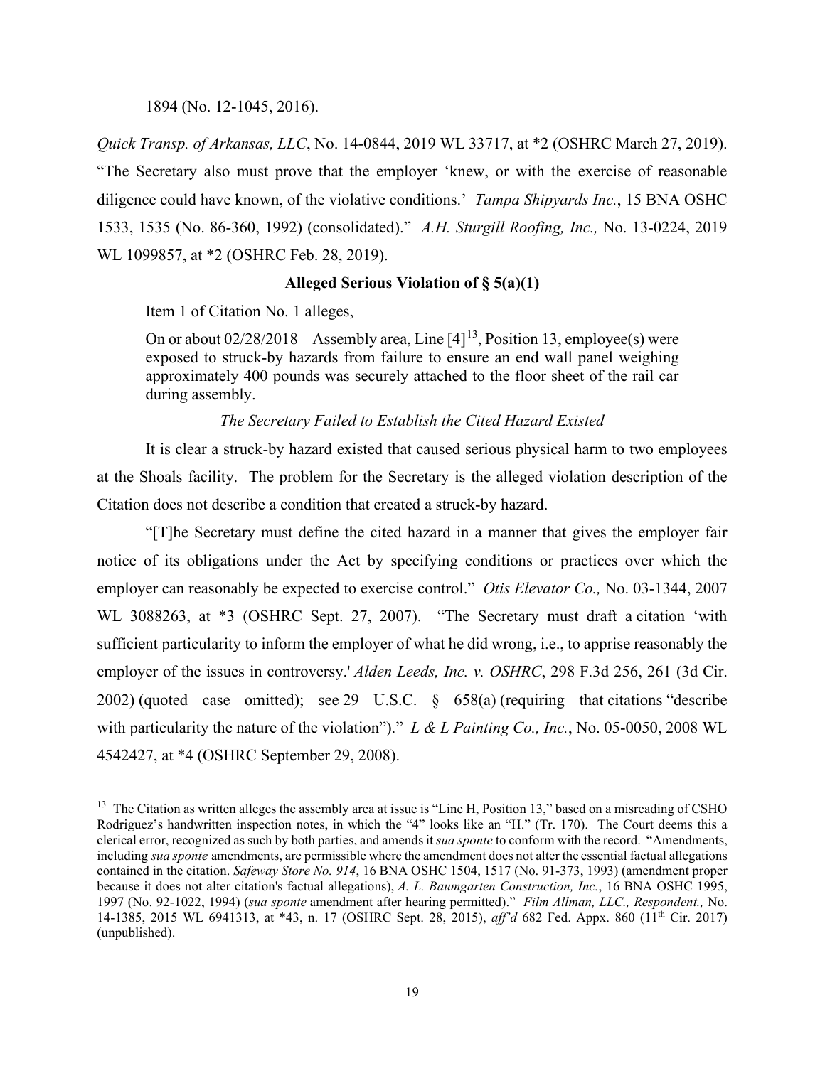1894 (No. 12-1045, 2016).

*Quick Transp. of Arkansas, LLC*, No. 14-0844, 2019 WL 33717, at *2 (OSHRC March 27, 2019). "The Secretary also must prove that the employer 'knew, or with the exercise of reasonable diligence could have known, of the violative conditions.' *Tampa Shipyards Inc.*, 15 BNA OSHC 1533, 1535 (No. 86-360, 1992) (consolidated)." *A.H. Sturgill Roofing, Inc.,* No. 13-0224, 2019 WL 1099857, at *2 (OSHRC Feb. 28, 2019).

**Alleged Serious Violation of § 5(a)(1)**

Item 1 of Citation No. 1 alleges,

> On or about 02/28/2018 – Assembly area, Line [4][13], Position 13, employee(s) were exposed to struck-by hazards from failure to ensure an end wall panel weighing approximately 400 pounds was securely attached to the floor sheet of the rail car during assembly.

*The Secretary Failed to Establish the Cited Hazard Existed*

It is clear a struck-by hazard existed that caused serious physical harm to two employees at the Shoals facility. The problem for the Secretary is the alleged violation description of the Citation does not describe a condition that created a struck-by hazard.

"[T]he Secretary must define the cited hazard in a manner that gives the employer fair notice of its obligations under the Act by specifying conditions or practices over which the employer can reasonably be expected to exercise control." *Otis Elevator Co.,* No. 03-1344, 2007 WL 3088263, at *3 (OSHRC Sept. 27, 2007). "The Secretary must draft a citation 'with sufficient particularity to inform the employer of what he did wrong, i.e., to apprise reasonably the employer of the issues in controversy.' *Alden Leeds, Inc. v. OSHRC*, 298 F.3d 256, 261 (3d Cir. 2002) (quoted case omitted); see 29 U.S.C. § 658(a) (requiring that citations "describe with particularity the nature of the violation")." *L & L Painting Co., Inc.*, No. 05-0050, 2008 WL 4542427, at *4 (OSHRC September 29, 2008).

---

[13] The Citation as written alleges the assembly area at issue is "Line H, Position 13," based on a misreading of CSHO Rodriguez's handwritten inspection notes, in which the "4" looks like an "H." (Tr. 170). The Court deems this a clerical error, recognized as such by both parties, and amends it *sua sponte* to conform with the record. "Amendments, including *sua sponte* amendments, are permissible where the amendment does not alter the essential factual allegations contained in the citation. *Safeway Store No. 914*, 16 BNA OSHC 1504, 1517 (No. 91-373, 1993) (amendment proper because it does not alter citation's factual allegations), *A. L. Baumgarten Construction, Inc.*, 16 BNA OSHC 1995, 1997 (No. 92-1022, 1994) (*sua sponte* amendment after hearing permitted)." *Film Allman, LLC., Respondent.,* No. 14-1385, 2015 WL 6941313, at *43, n. 17 (OSHRC Sept. 28, 2015), *aff'd* 682 Fed. Appx. 860 (11th Cir. 2017) (unpublished).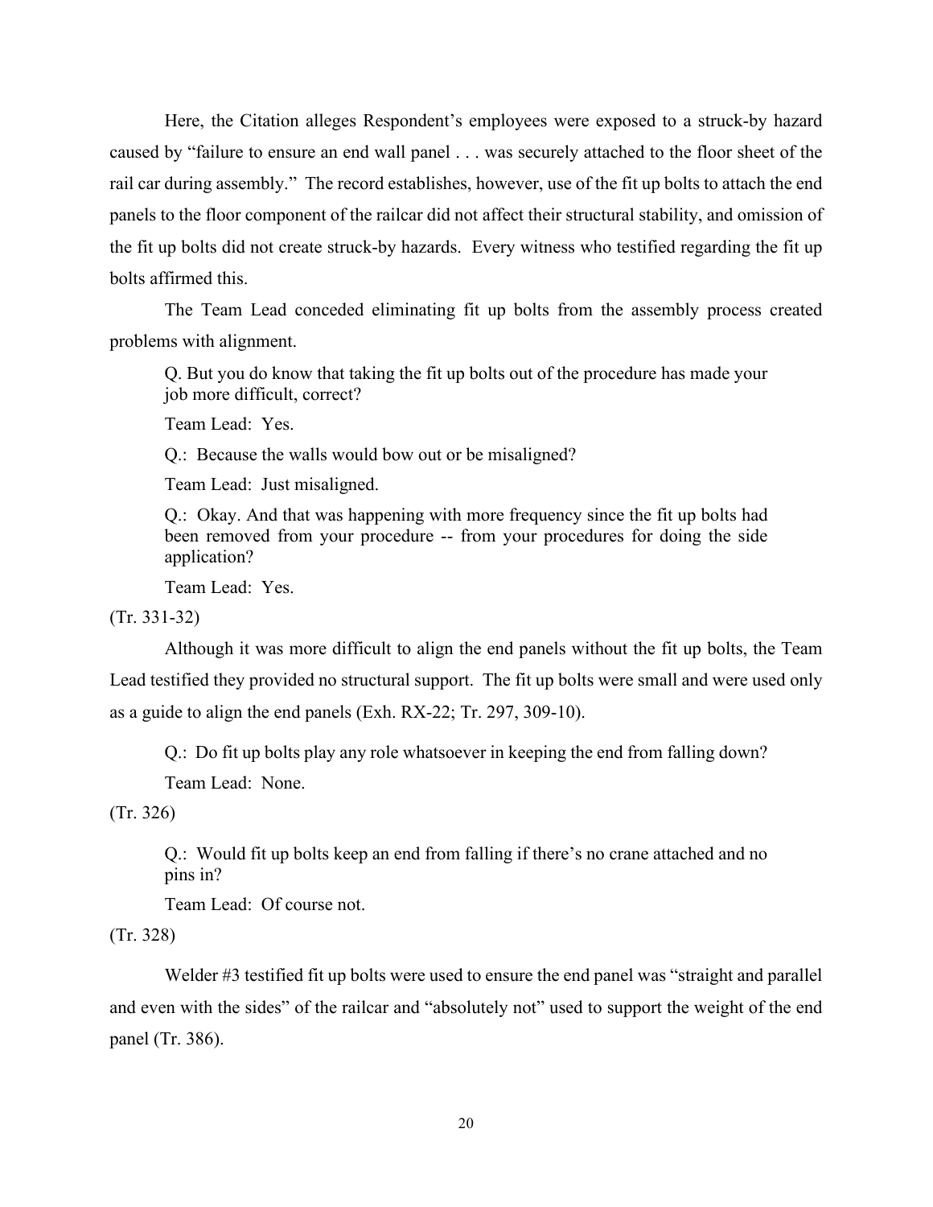Here, the Citation alleges Respondent's employees were exposed to a struck-by hazard caused by "failure to ensure an end wall panel . . . was securely attached to the floor sheet of the rail car during assembly." The record establishes, however, use of the fit up bolts to attach the end panels to the floor component of the railcar did not affect their structural stability, and omission of the fit up bolts did not create struck-by hazards. Every witness who testified regarding the fit up bolts affirmed this.

The Team Lead conceded eliminating fit up bolts from the assembly process created problems with alignment.

> Q. But you do know that taking the fit up bolts out of the procedure has made your job more difficult, correct?
>
> Team Lead: Yes.
>
> Q.: Because the walls would bow out or be misaligned?
>
> Team Lead: Just misaligned.
>
> Q.: Okay. And that was happening with more frequency since the fit up bolts had been removed from your procedure -- from your procedures for doing the side application?
>
> Team Lead: Yes.

(Tr. 331-32)

Although it was more difficult to align the end panels without the fit up bolts, the Team Lead testified they provided no structural support. The fit up bolts were small and were used only as a guide to align the end panels (Exh. RX-22; Tr. 297, 309-10).

> Q.: Do fit up bolts play any role whatsoever in keeping the end from falling down?
>
> Team Lead: None.

(Tr. 326)

> Q.: Would fit up bolts keep an end from falling if there's no crane attached and no pins in?
>
> Team Lead: Of course not.

(Tr. 328)

Welder #3 testified fit up bolts were used to ensure the end panel was "straight and parallel and even with the sides" of the railcar and "absolutely not" used to support the weight of the end panel (Tr. 386).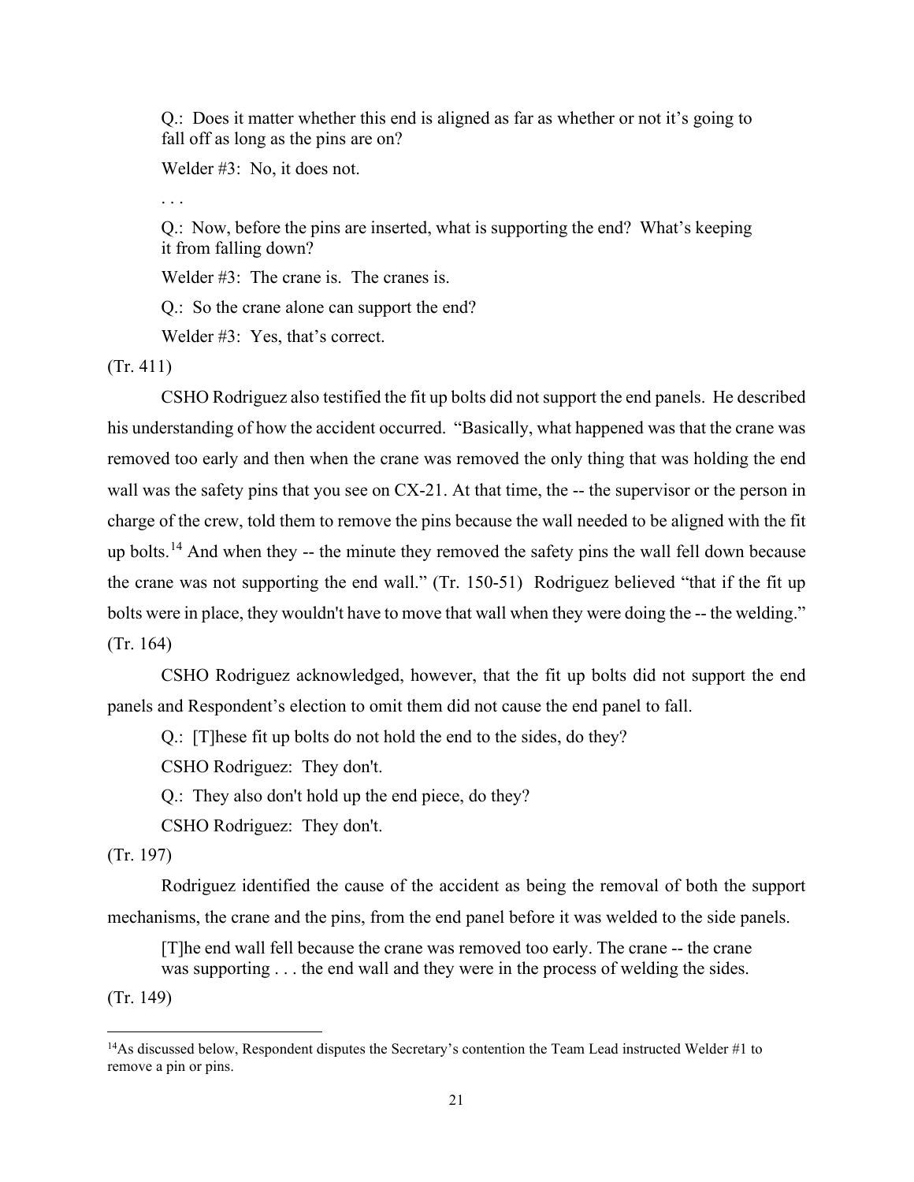> Q.: Does it matter whether this end is aligned as far as whether or not it's going to fall off as long as the pins are on?
>
> Welder #3: No, it does not.
>
> . . .
>
> Q.: Now, before the pins are inserted, what is supporting the end? What's keeping it from falling down?
>
> Welder #3: The crane is. The cranes is.
>
> Q.: So the crane alone can support the end?
>
> Welder #3: Yes, that's correct.

(Tr. 411)

CSHO Rodriguez also testified the fit up bolts did not support the end panels. He described his understanding of how the accident occurred. "Basically, what happened was that the crane was removed too early and then when the crane was removed the only thing that was holding the end wall was the safety pins that you see on CX-21. At that time, the -- the supervisor or the person in charge of the crew, told them to remove the pins because the wall needed to be aligned with the fit up bolts.[14] And when they -- the minute they removed the safety pins the wall fell down because the crane was not supporting the end wall." (Tr. 150-51) Rodriguez believed "that if the fit up bolts were in place, they wouldn't have to move that wall when they were doing the -- the welding." (Tr. 164)

CSHO Rodriguez acknowledged, however, that the fit up bolts did not support the end panels and Respondent's election to omit them did not cause the end panel to fall.

> Q.: [T]hese fit up bolts do not hold the end to the sides, do they?
>
> CSHO Rodriguez: They don't.
>
> Q.: They also don't hold up the end piece, do they?
>
> CSHO Rodriguez: They don't.

(Tr. 197)

Rodriguez identified the cause of the accident as being the removal of both the support mechanisms, the crane and the pins, from the end panel before it was welded to the side panels.

> [T]he end wall fell because the crane was removed too early. The crane -- the crane was supporting . . . the end wall and they were in the process of welding the sides.

(Tr. 149)

---

[14] As discussed below, Respondent disputes the Secretary's contention the Team Lead instructed Welder #1 to remove a pin or pins.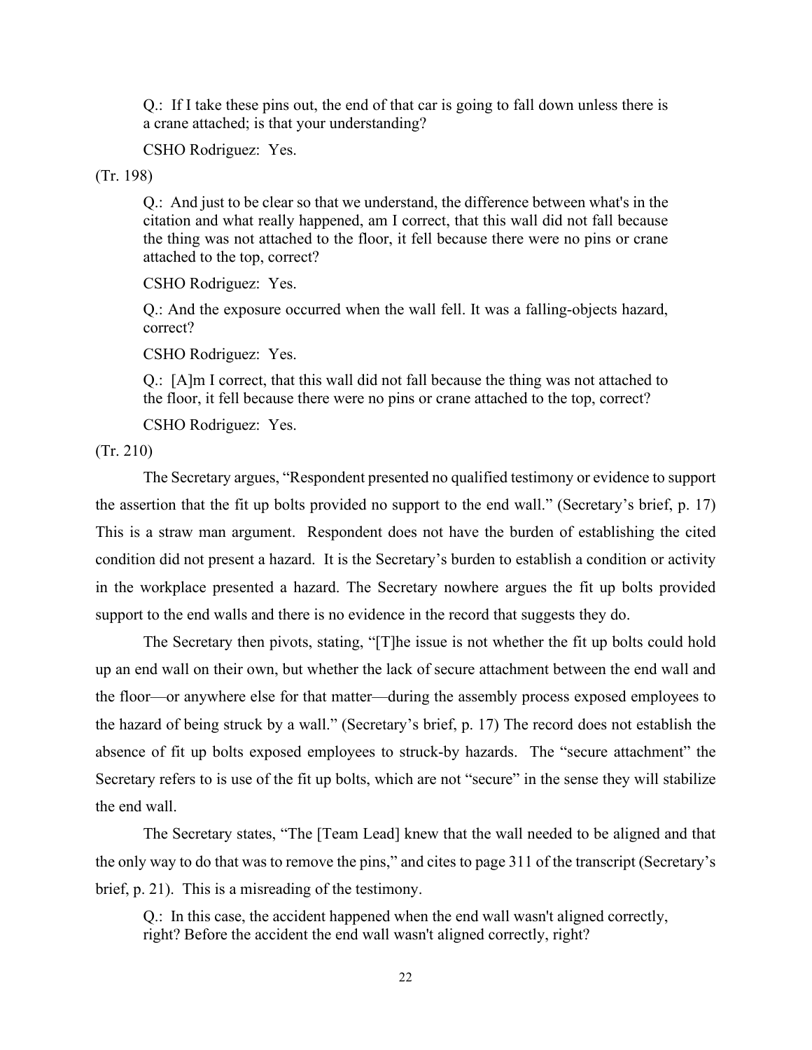> Q.: If I take these pins out, the end of that car is going to fall down unless there is a crane attached; is that your understanding?
>
> CSHO Rodriguez: Yes.

(Tr. 198)

> Q.: And just to be clear so that we understand, the difference between what's in the citation and what really happened, am I correct, that this wall did not fall because the thing was not attached to the floor, it fell because there were no pins or crane attached to the top, correct?
>
> CSHO Rodriguez: Yes.
>
> Q.: And the exposure occurred when the wall fell. It was a falling-objects hazard, correct?
>
> CSHO Rodriguez: Yes.
>
> Q.: [A]m I correct, that this wall did not fall because the thing was not attached to the floor, it fell because there were no pins or crane attached to the top, correct?
>
> CSHO Rodriguez: Yes.

(Tr. 210)

The Secretary argues, "Respondent presented no qualified testimony or evidence to support the assertion that the fit up bolts provided no support to the end wall." (Secretary's brief, p. 17) This is a straw man argument. Respondent does not have the burden of establishing the cited condition did not present a hazard. It is the Secretary's burden to establish a condition or activity in the workplace presented a hazard. The Secretary nowhere argues the fit up bolts provided support to the end walls and there is no evidence in the record that suggests they do.

The Secretary then pivots, stating, "[T]he issue is not whether the fit up bolts could hold up an end wall on their own, but whether the lack of secure attachment between the end wall and the floor—or anywhere else for that matter—during the assembly process exposed employees to the hazard of being struck by a wall." (Secretary's brief, p. 17) The record does not establish the absence of fit up bolts exposed employees to struck-by hazards. The "secure attachment" the Secretary refers to is use of the fit up bolts, which are not "secure" in the sense they will stabilize the end wall.

The Secretary states, "The [Team Lead] knew that the wall needed to be aligned and that the only way to do that was to remove the pins," and cites to page 311 of the transcript (Secretary's brief, p. 21). This is a misreading of the testimony.

> Q.: In this case, the accident happened when the end wall wasn't aligned correctly, right? Before the accident the end wall wasn't aligned correctly, right?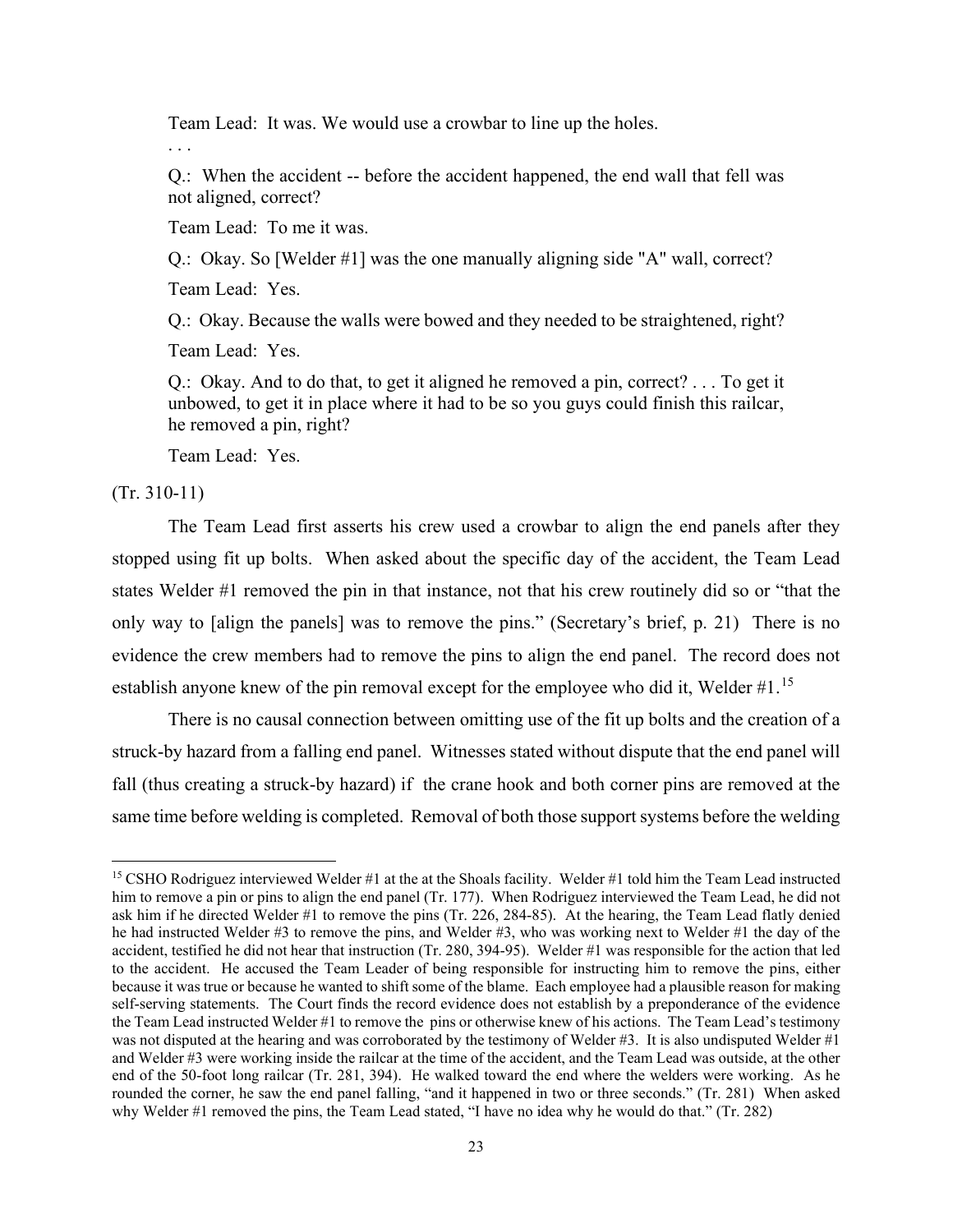Team Lead: It was. We would use a crowbar to line up the holes.

. . .

Q.: When the accident -- before the accident happened, the end wall that fell was not aligned, correct?

Team Lead: To me it was.

Q.: Okay. So [Welder #1] was the one manually aligning side "A" wall, correct?

Team Lead: Yes.

Q.: Okay. Because the walls were bowed and they needed to be straightened, right?

Team Lead: Yes.

Q.: Okay. And to do that, to get it aligned he removed a pin, correct? . . . To get it unbowed, to get it in place where it had to be so you guys could finish this railcar, he removed a pin, right?

Team Lead: Yes.

(Tr. 310-11)

The Team Lead first asserts his crew used a crowbar to align the end panels after they stopped using fit up bolts. When asked about the specific day of the accident, the Team Lead states Welder #1 removed the pin in that instance, not that his crew routinely did so or "that the only way to [align the panels] was to remove the pins." (Secretary's brief, p. 21) There is no evidence the crew members had to remove the pins to align the end panel. The record does not establish anyone knew of the pin removal except for the employee who did it, Welder #1.[15]

There is no causal connection between omitting use of the fit up bolts and the creation of a struck-by hazard from a falling end panel. Witnesses stated without dispute that the end panel will fall (thus creating a struck-by hazard) if the crane hook and both corner pins are removed at the same time before welding is completed. Removal of both those support systems before the welding

---

[15] CSHO Rodriguez interviewed Welder #1 at the at the Shoals facility. Welder #1 told him the Team Lead instructed him to remove a pin or pins to align the end panel (Tr. 177). When Rodriguez interviewed the Team Lead, he did not ask him if he directed Welder #1 to remove the pins (Tr. 226, 284-85). At the hearing, the Team Lead flatly denied he had instructed Welder #3 to remove the pins, and Welder #3, who was working next to Welder #1 the day of the accident, testified he did not hear that instruction (Tr. 280, 394-95). Welder #1 was responsible for the action that led to the accident. He accused the Team Leader of being responsible for instructing him to remove the pins, either because it was true or because he wanted to shift some of the blame. Each employee had a plausible reason for making self-serving statements. The Court finds the record evidence does not establish by a preponderance of the evidence the Team Lead instructed Welder #1 to remove the pins or otherwise knew of his actions. The Team Lead's testimony was not disputed at the hearing and was corroborated by the testimony of Welder #3. It is also undisputed Welder #1 and Welder #3 were working inside the railcar at the time of the accident, and the Team Lead was outside, at the other end of the 50-foot long railcar (Tr. 281, 394). He walked toward the end where the welders were working. As he rounded the corner, he saw the end panel falling, "and it happened in two or three seconds." (Tr. 281) When asked why Welder #1 removed the pins, the Team Lead stated, "I have no idea why he would do that." (Tr. 282)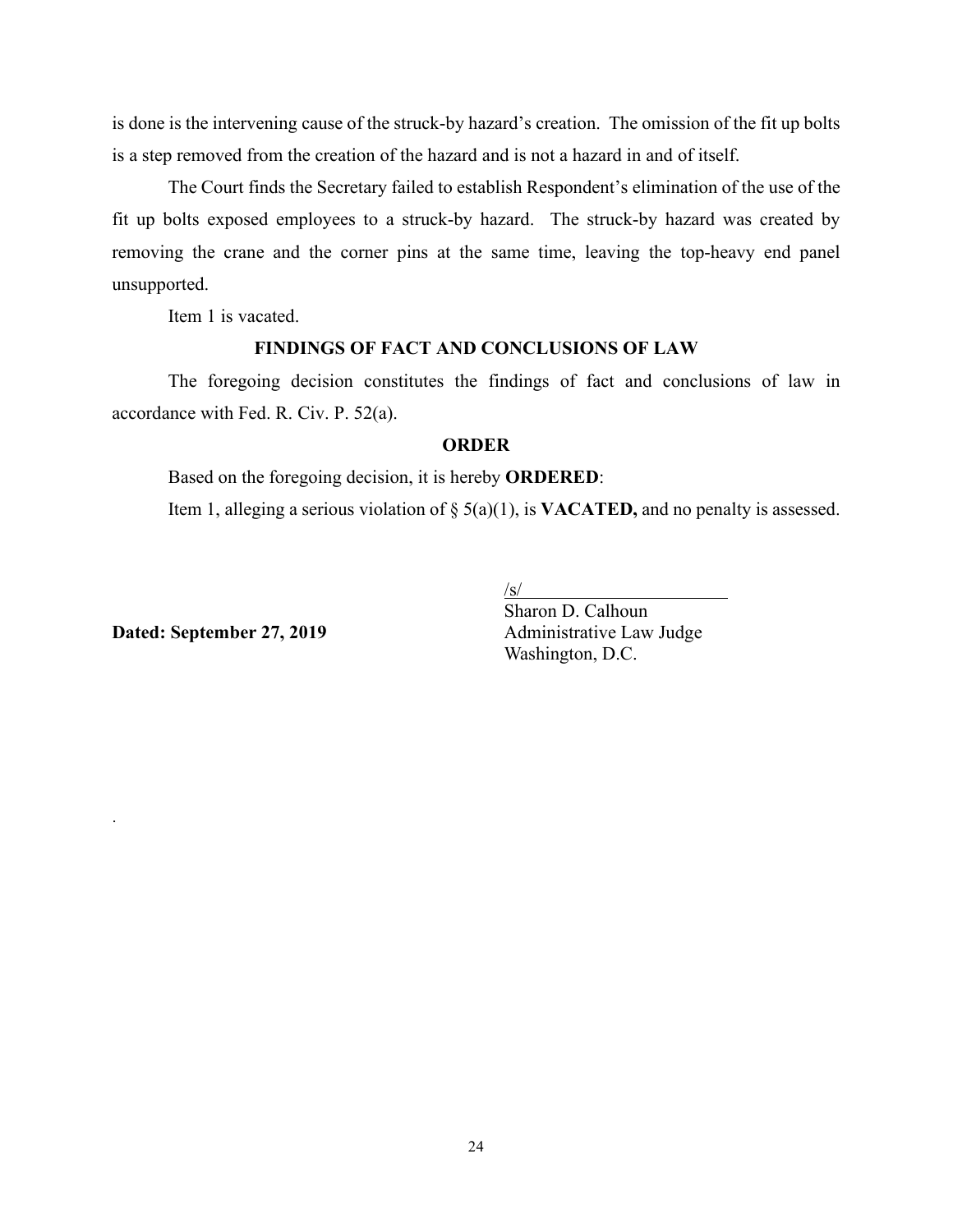is done is the intervening cause of the struck-by hazard's creation. The omission of the fit up bolts is a step removed from the creation of the hazard and is not a hazard in and of itself.

The Court finds the Secretary failed to establish Respondent's elimination of the use of the fit up bolts exposed employees to a struck-by hazard. The struck-by hazard was created by removing the crane and the corner pins at the same time, leaving the top-heavy end panel unsupported.

Item 1 is vacated.

## FINDINGS OF FACT AND CONCLUSIONS OF LAW

The foregoing decision constitutes the findings of fact and conclusions of law in accordance with Fed. R. Civ. P. 52(a).

## ORDER

Based on the foregoing decision, it is hereby **ORDERED**:

Item 1, alleging a serious violation of § 5(a)(1), is **VACATED,** and no penalty is assessed.

/s/
Sharon D. Calhoun
Administrative Law Judge
Washington, D.C.

**Dated: September 27, 2019**